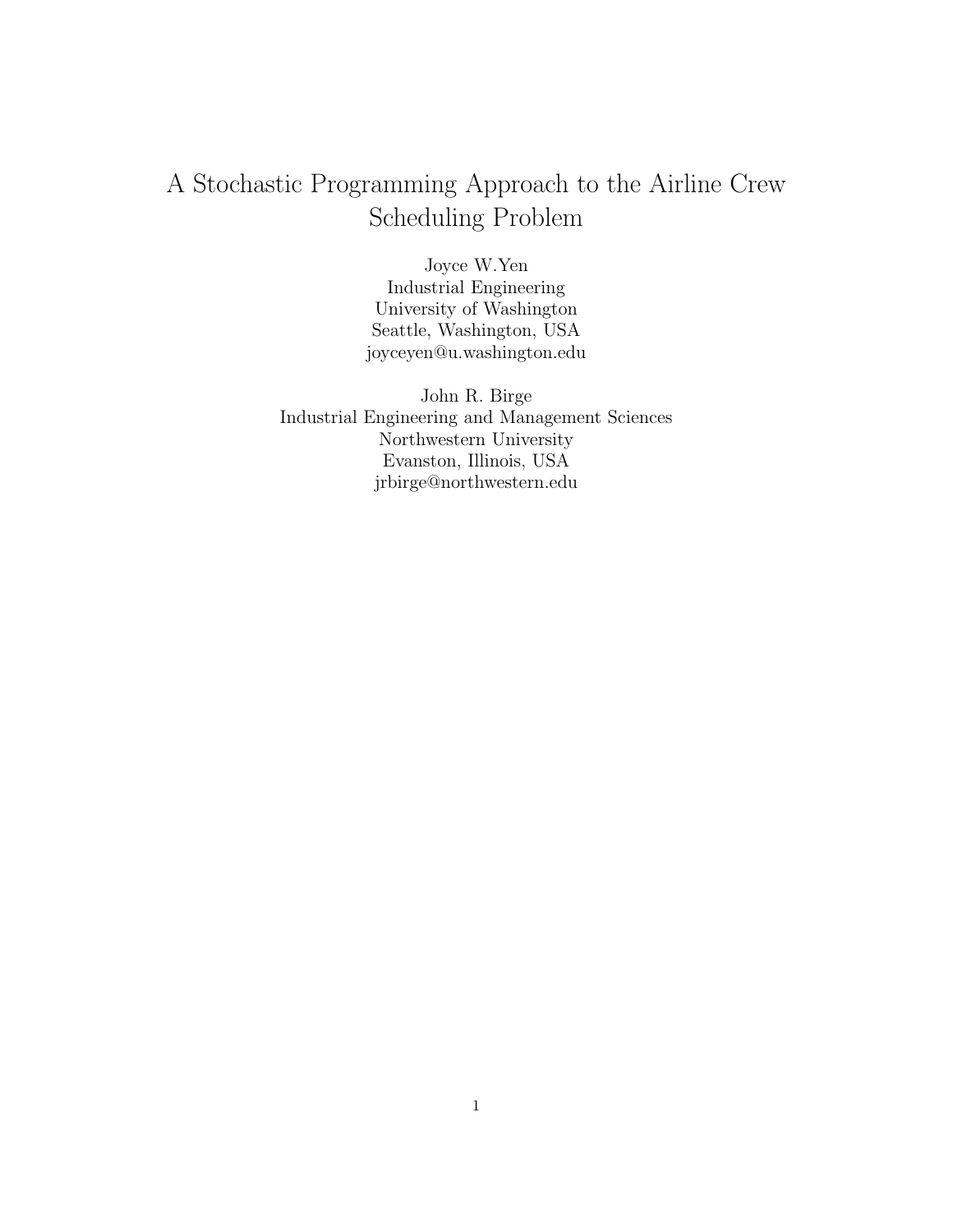# A Stochastic Programming Approach to the Airline Crew Scheduling Problem

Joyce W.Yen
Industrial Engineering
University of Washington
Seattle, Washington, USA
joyceyen@u.washington.edu

John R. Birge
Industrial Engineering and Management Sciences
Northwestern University
Evanston, Illinois, USA
jrbirge@northwestern.edu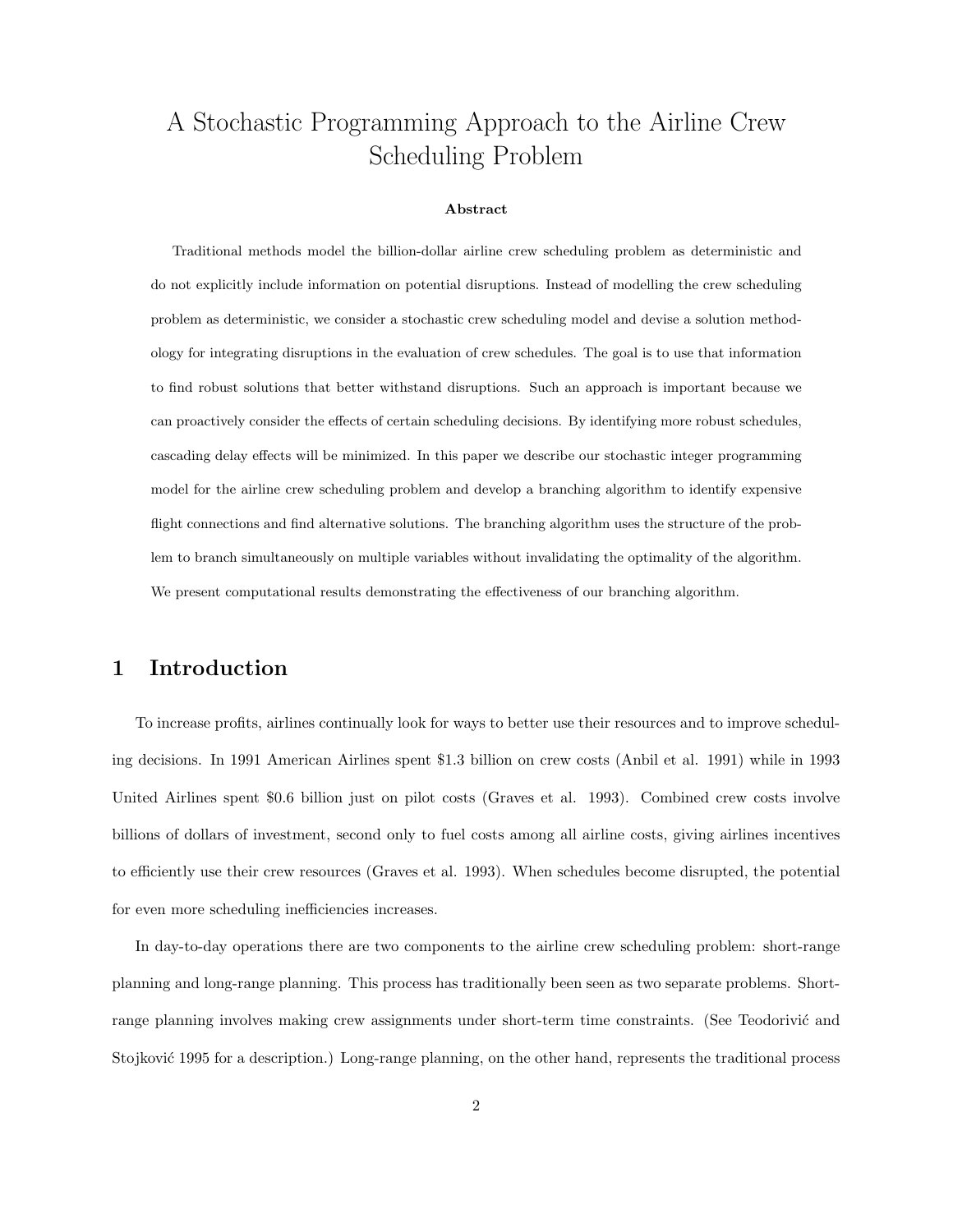# A Stochastic Programming Approach to the Airline Crew Scheduling Problem

**Abstract**

Traditional methods model the billion-dollar airline crew scheduling problem as deterministic and do not explicitly include information on potential disruptions. Instead of modelling the crew scheduling problem as deterministic, we consider a stochastic crew scheduling model and devise a solution methodology for integrating disruptions in the evaluation of crew schedules. The goal is to use that information to find robust solutions that better withstand disruptions. Such an approach is important because we can proactively consider the effects of certain scheduling decisions. By identifying more robust schedules, cascading delay effects will be minimized. In this paper we describe our stochastic integer programming model for the airline crew scheduling problem and develop a branching algorithm to identify expensive flight connections and find alternative solutions. The branching algorithm uses the structure of the problem to branch simultaneously on multiple variables without invalidating the optimality of the algorithm. We present computational results demonstrating the effectiveness of our branching algorithm.

## 1 Introduction

To increase profits, airlines continually look for ways to better use their resources and to improve scheduling decisions. In 1991 American Airlines spent $1.3 billion on crew costs (Anbil et al. 1991) while in 1993 United Airlines spent $0.6 billion just on pilot costs (Graves et al. 1993). Combined crew costs involve billions of dollars of investment, second only to fuel costs among all airline costs, giving airlines incentives to efficiently use their crew resources (Graves et al. 1993). When schedules become disrupted, the potential for even more scheduling inefficiencies increases.

In day-to-day operations there are two components to the airline crew scheduling problem: short-range planning and long-range planning. This process has traditionally been seen as two separate problems. Short-range planning involves making crew assignments under short-term time constraints. (See Teodorivić and Stojković 1995 for a description.) Long-range planning, on the other hand, represents the traditional process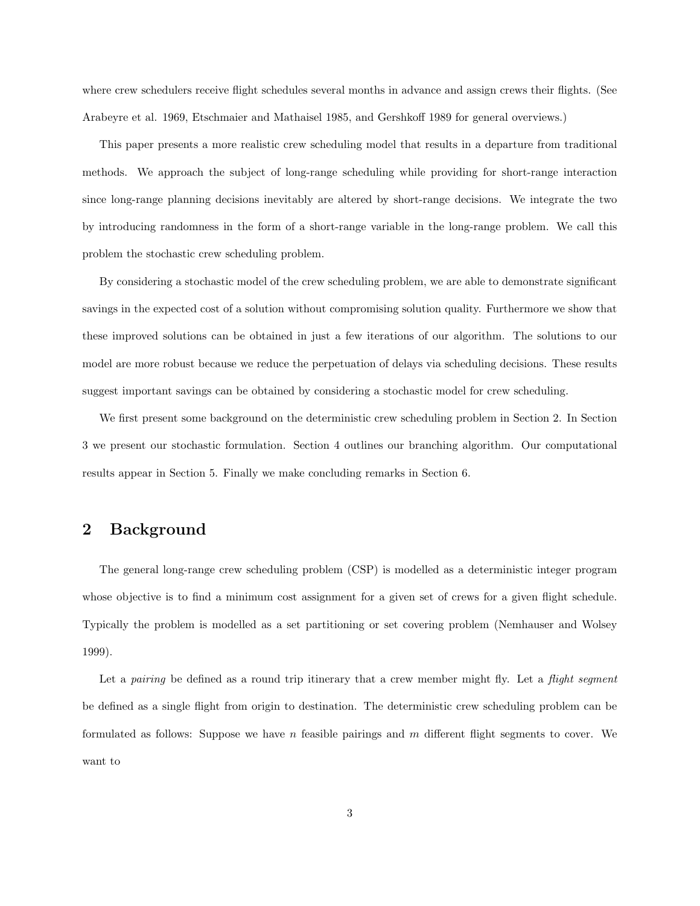where crew schedulers receive flight schedules several months in advance and assign crews their flights. (See Arabeyre et al. 1969, Etschmaier and Mathaisel 1985, and Gershkoff 1989 for general overviews.)

This paper presents a more realistic crew scheduling model that results in a departure from traditional methods. We approach the subject of long-range scheduling while providing for short-range interaction since long-range planning decisions inevitably are altered by short-range decisions. We integrate the two by introducing randomness in the form of a short-range variable in the long-range problem. We call this problem the stochastic crew scheduling problem.

By considering a stochastic model of the crew scheduling problem, we are able to demonstrate significant savings in the expected cost of a solution without compromising solution quality. Furthermore we show that these improved solutions can be obtained in just a few iterations of our algorithm. The solutions to our model are more robust because we reduce the perpetuation of delays via scheduling decisions. These results suggest important savings can be obtained by considering a stochastic model for crew scheduling.

We first present some background on the deterministic crew scheduling problem in Section 2. In Section 3 we present our stochastic formulation. Section 4 outlines our branching algorithm. Our computational results appear in Section 5. Finally we make concluding remarks in Section 6.

## 2 Background

The general long-range crew scheduling problem (CSP) is modelled as a deterministic integer program whose objective is to find a minimum cost assignment for a given set of crews for a given flight schedule. Typically the problem is modelled as a set partitioning or set covering problem (Nemhauser and Wolsey 1999).

Let a *pairing* be defined as a round trip itinerary that a crew member might fly. Let a *flight segment* be defined as a single flight from origin to destination. The deterministic crew scheduling problem can be formulated as follows: Suppose we have $n$ feasible pairings and $m$ different flight segments to cover. We want to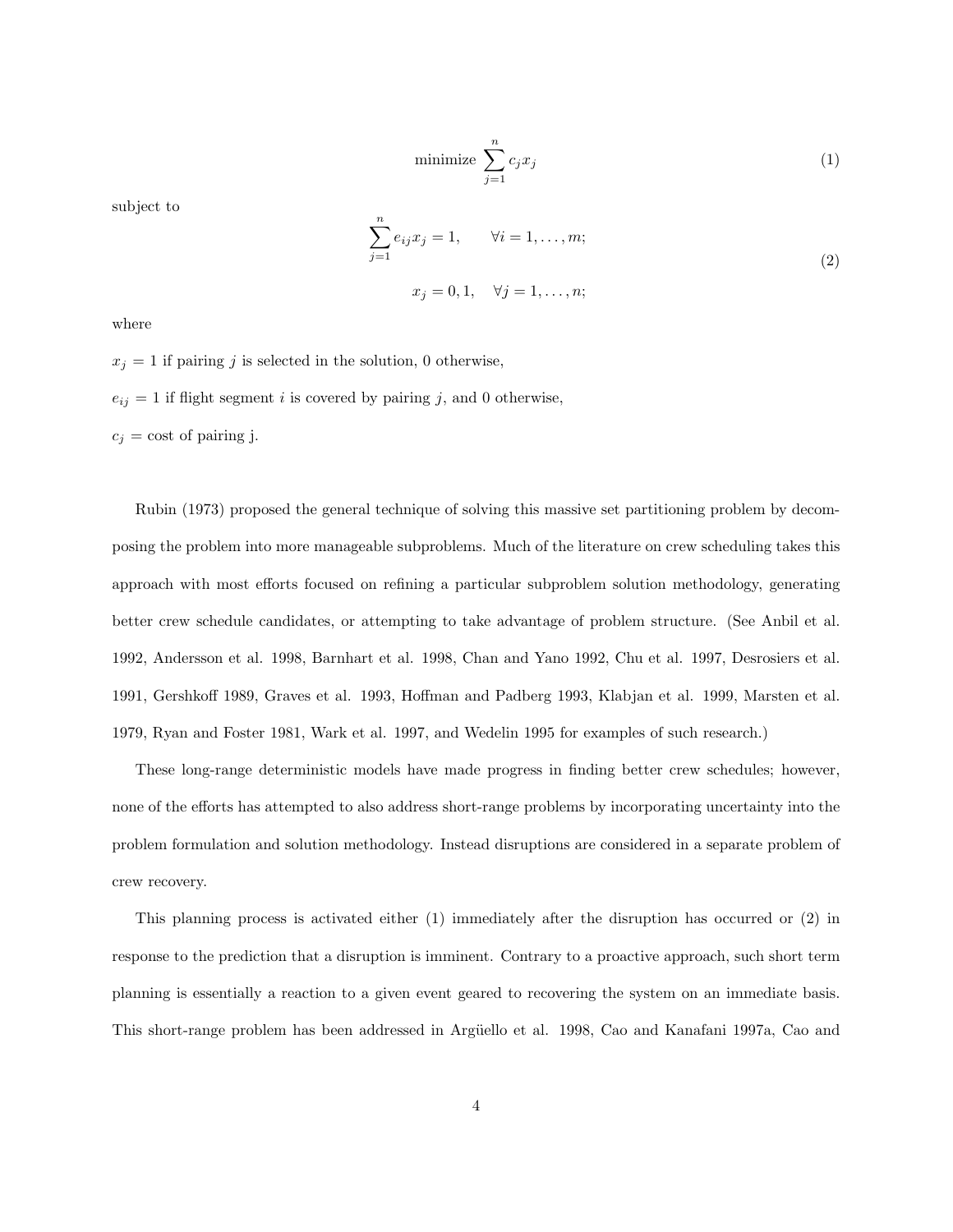$$\text{minimize} \sum_{j=1}^{n} c_j x_j \tag{1}$$

subject to

$$\begin{aligned} \sum_{j=1}^{n} e_{ij} x_j = 1, \qquad \forall i = 1, \ldots, m; \\ x_j = 0, 1, \quad \forall j = 1, \ldots, n; \end{aligned} \tag{2}$$

where

$x_j = 1$ if pairing $j$ is selected in the solution, 0 otherwise,

$e_{ij} = 1$ if flight segment $i$ is covered by pairing $j$, and 0 otherwise,

$c_j =$ cost of pairing j.

Rubin (1973) proposed the general technique of solving this massive set partitioning problem by decomposing the problem into more manageable subproblems. Much of the literature on crew scheduling takes this approach with most efforts focused on refining a particular subproblem solution methodology, generating better crew schedule candidates, or attempting to take advantage of problem structure. (See Anbil et al. 1992, Andersson et al. 1998, Barnhart et al. 1998, Chan and Yano 1992, Chu et al. 1997, Desrosiers et al. 1991, Gershkoff 1989, Graves et al. 1993, Hoffman and Padberg 1993, Klabjan et al. 1999, Marsten et al. 1979, Ryan and Foster 1981, Wark et al. 1997, and Wedelin 1995 for examples of such research.)

These long-range deterministic models have made progress in finding better crew schedules; however, none of the efforts has attempted to also address short-range problems by incorporating uncertainty into the problem formulation and solution methodology. Instead disruptions are considered in a separate problem of crew recovery.

This planning process is activated either (1) immediately after the disruption has occurred or (2) in response to the prediction that a disruption is imminent. Contrary to a proactive approach, such short term planning is essentially a reaction to a given event geared to recovering the system on an immediate basis. This short-range problem has been addressed in Argüello et al. 1998, Cao and Kanafani 1997a, Cao and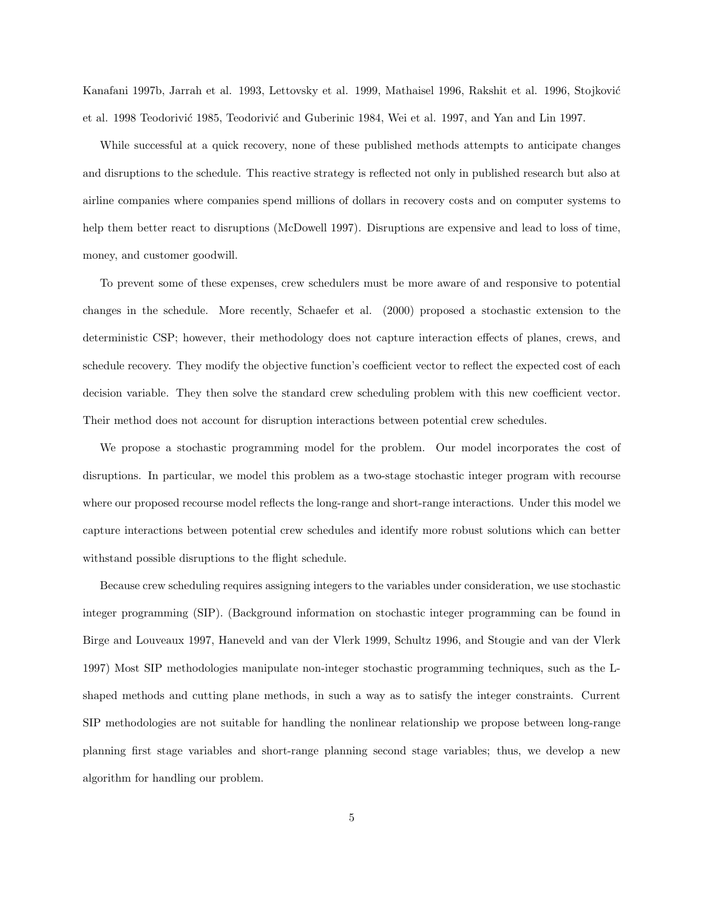Kanafani 1997b, Jarrah et al. 1993, Lettovsky et al. 1999, Mathaisel 1996, Rakshit et al. 1996, Stojković et al. 1998 Teodorivić 1985, Teodorivić and Guberinic 1984, Wei et al. 1997, and Yan and Lin 1997.

While successful at a quick recovery, none of these published methods attempts to anticipate changes and disruptions to the schedule. This reactive strategy is reflected not only in published research but also at airline companies where companies spend millions of dollars in recovery costs and on computer systems to help them better react to disruptions (McDowell 1997). Disruptions are expensive and lead to loss of time, money, and customer goodwill.

To prevent some of these expenses, crew schedulers must be more aware of and responsive to potential changes in the schedule. More recently, Schaefer et al. (2000) proposed a stochastic extension to the deterministic CSP; however, their methodology does not capture interaction effects of planes, crews, and schedule recovery. They modify the objective function's coefficient vector to reflect the expected cost of each decision variable. They then solve the standard crew scheduling problem with this new coefficient vector. Their method does not account for disruption interactions between potential crew schedules.

We propose a stochastic programming model for the problem. Our model incorporates the cost of disruptions. In particular, we model this problem as a two-stage stochastic integer program with recourse where our proposed recourse model reflects the long-range and short-range interactions. Under this model we capture interactions between potential crew schedules and identify more robust solutions which can better withstand possible disruptions to the flight schedule.

Because crew scheduling requires assigning integers to the variables under consideration, we use stochastic integer programming (SIP). (Background information on stochastic integer programming can be found in Birge and Louveaux 1997, Haneveld and van der Vlerk 1999, Schultz 1996, and Stougie and van der Vlerk 1997) Most SIP methodologies manipulate non-integer stochastic programming techniques, such as the L-shaped methods and cutting plane methods, in such a way as to satisfy the integer constraints. Current SIP methodologies are not suitable for handling the nonlinear relationship we propose between long-range planning first stage variables and short-range planning second stage variables; thus, we develop a new algorithm for handling our problem.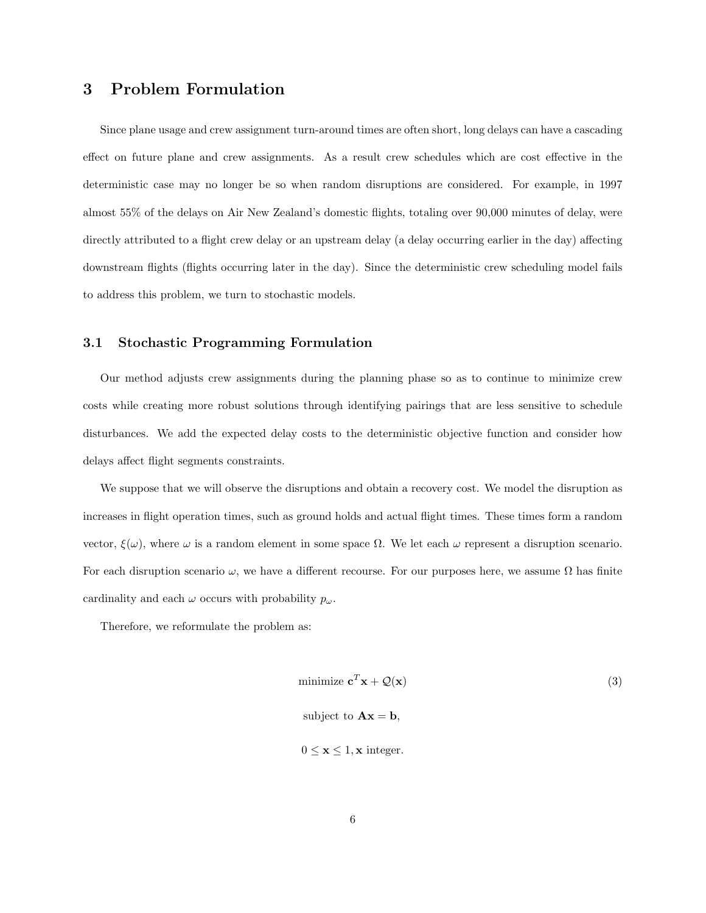## 3 Problem Formulation

Since plane usage and crew assignment turn-around times are often short, long delays can have a cascading effect on future plane and crew assignments. As a result crew schedules which are cost effective in the deterministic case may no longer be so when random disruptions are considered. For example, in 1997 almost 55% of the delays on Air New Zealand's domestic flights, totaling over 90,000 minutes of delay, were directly attributed to a flight crew delay or an upstream delay (a delay occurring earlier in the day) affecting downstream flights (flights occurring later in the day). Since the deterministic crew scheduling model fails to address this problem, we turn to stochastic models.

### 3.1 Stochastic Programming Formulation

Our method adjusts crew assignments during the planning phase so as to continue to minimize crew costs while creating more robust solutions through identifying pairings that are less sensitive to schedule disturbances. We add the expected delay costs to the deterministic objective function and consider how delays affect flight segments constraints.

We suppose that we will observe the disruptions and obtain a recovery cost. We model the disruption as increases in flight operation times, such as ground holds and actual flight times. These times form a random vector, $\xi(\omega)$, where $\omega$ is a random element in some space $\Omega$. We let each $\omega$ represent a disruption scenario. For each disruption scenario $\omega$, we have a different recourse. For our purposes here, we assume $\Omega$ has finite cardinality and each $\omega$ occurs with probability $p_\omega$.

Therefore, we reformulate the problem as:

$$
\begin{aligned}
&\text{minimize } \mathbf{c}^T\mathbf{x} + \mathcal{Q}(\mathbf{x}) \\
&\text{subject to } \mathbf{A}\mathbf{x} = \mathbf{b}, \\
&0 \leq \mathbf{x} \leq 1, \mathbf{x} \text{ integer.}
\end{aligned}
\tag{3}
$$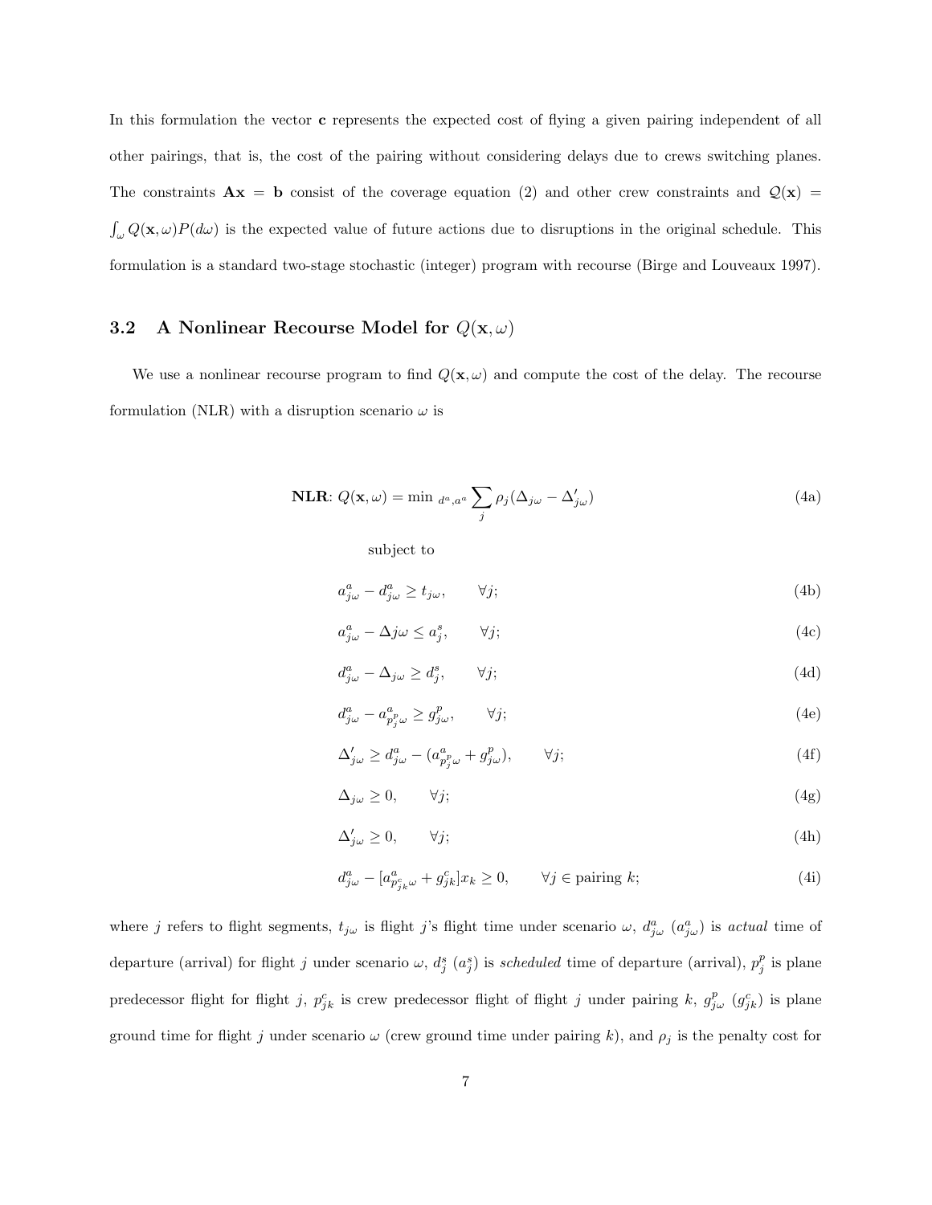In this formulation the vector $\mathbf{c}$ represents the expected cost of flying a given pairing independent of all other pairings, that is, the cost of the pairing without considering delays due to crews switching planes. The constraints $\mathbf{Ax} = \mathbf{b}$ consist of the coverage equation (2) and other crew constraints and $\mathcal{Q}(\mathbf{x}) = \int_\omega Q(\mathbf{x}, \omega) P(d\omega)$ is the expected value of future actions due to disruptions in the original schedule. This formulation is a standard two-stage stochastic (integer) program with recourse (Birge and Louveaux 1997).

### 3.2 A Nonlinear Recourse Model for $Q(\mathbf{x}, \omega)$

We use a nonlinear recourse program to find $Q(\mathbf{x}, \omega)$ and compute the cost of the delay. The recourse formulation (NLR) with a disruption scenario $\omega$ is

$$\textbf{NLR}\text{: } Q(\mathbf{x}, \omega) = \min{}_{d^a, a^a} \sum_j \rho_j (\Delta_{j\omega} - \Delta'_{j\omega}) \tag{4a}$$

subject to

$$a^a_{j\omega} - d^a_{j\omega} \geq t_{j\omega}, \qquad \forall j; \tag{4b}$$

$$a^a_{j\omega} - \Delta j \omega \leq a^s_j, \qquad \forall j; \tag{4c}$$

$$d^a_{j\omega} - \Delta_{j\omega} \geq d^s_j, \qquad \forall j; \tag{4d}$$

$$d^a_{j\omega} - a^a_{p^p_j \omega} \geq g^p_{j\omega}, \qquad \forall j; \tag{4e}$$

$$\Delta'_{j\omega} \geq d^a_{j\omega} - (a^a_{p^p_j \omega} + g^p_{j\omega}), \qquad \forall j; \tag{4f}$$

$$\Delta_{j\omega} \geq 0, \qquad \forall j; \tag{4g}$$

$$\Delta'_{j\omega} \geq 0, \qquad \forall j; \tag{4h}$$

$$d^a_{j\omega} - [a^a_{p^c_{jk}\omega} + g^c_{jk}] x_k \geq 0, \qquad \forall j \in \text{pairing } k; \tag{4i}$$

where $j$ refers to flight segments, $t_{j\omega}$ is flight $j$'s flight time under scenario $\omega$, $d^a_{j\omega}$ ($a^a_{j\omega}$) is *actual* time of departure (arrival) for flight $j$ under scenario $\omega$, $d^s_j$ ($a^s_j$) is *scheduled* time of departure (arrival), $p^p_j$ is plane predecessor flight for flight $j$, $p^c_{jk}$ is crew predecessor flight of flight $j$ under pairing $k$, $g^p_{j\omega}$ ($g^c_{jk}$) is plane ground time for flight $j$ under scenario $\omega$ (crew ground time under pairing $k$), and $\rho_j$ is the penalty cost for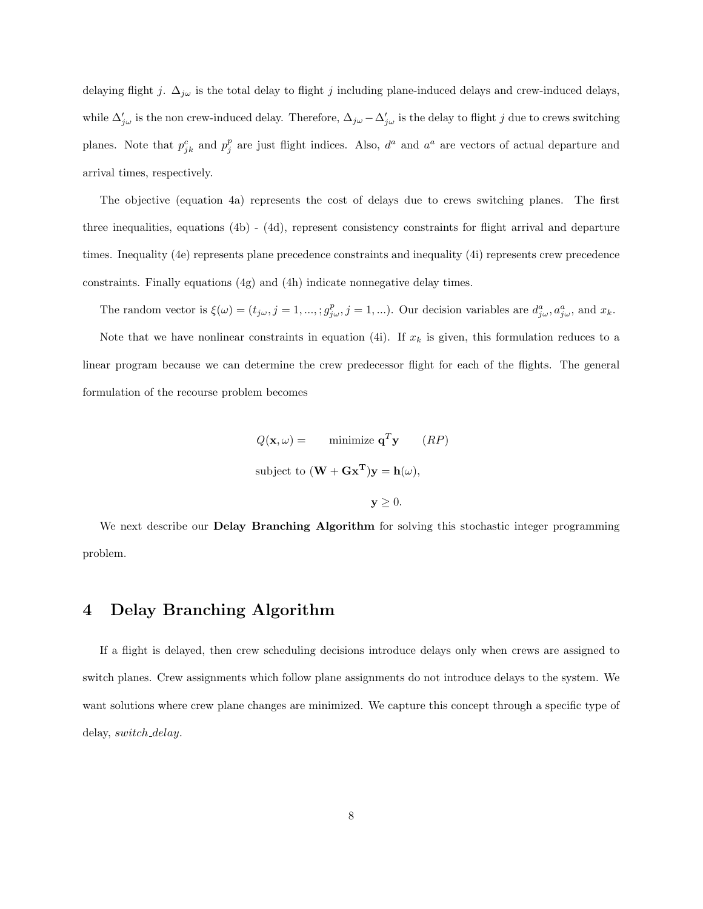delaying flight $j$. $\Delta_{j\omega}$ is the total delay to flight $j$ including plane-induced delays and crew-induced delays, while $\Delta'_{j\omega}$ is the non crew-induced delay. Therefore, $\Delta_{j\omega} - \Delta'_{j\omega}$ is the delay to flight $j$ due to crews switching planes. Note that $p^c_{jk}$ and $p^p_j$ are just flight indices. Also, $d^a$ and $a^a$ are vectors of actual departure and arrival times, respectively.

The objective (equation 4a) represents the cost of delays due to crews switching planes. The first three inequalities, equations (4b) - (4d), represent consistency constraints for flight arrival and departure times. Inequality (4e) represents plane precedence constraints and inequality (4i) represents crew precedence constraints. Finally equations (4g) and (4h) indicate nonnegative delay times.

The random vector is $\xi(\omega) = (t_{j\omega}, j = 1, ..., ; g^p_{j\omega}, j = 1, ...)$. Our decision variables are $d^a_{j\omega}, a^a_{j\omega}$, and $x_k$.

Note that we have nonlinear constraints in equation (4i). If $x_k$ is given, this formulation reduces to a linear program because we can determine the crew predecessor flight for each of the flights. The general formulation of the recourse problem becomes

$$
\begin{aligned}
Q(\mathbf{x}, \omega) = \qquad & \text{minimize } \mathbf{q}^T\mathbf{y} \qquad (RP) \\
\text{subject to } & (\mathbf{W} + \mathbf{G}\mathbf{x}^\mathbf{T})\mathbf{y} = \mathbf{h}(\omega), \\
& \mathbf{y} \geq 0.
\end{aligned}
$$

We next describe our **Delay Branching Algorithm** for solving this stochastic integer programming problem.

## 4 Delay Branching Algorithm

If a flight is delayed, then crew scheduling decisions introduce delays only when crews are assigned to switch planes. Crew assignments which follow plane assignments do not introduce delays to the system. We want solutions where crew plane changes are minimized. We capture this concept through a specific type of delay, *switch_delay*.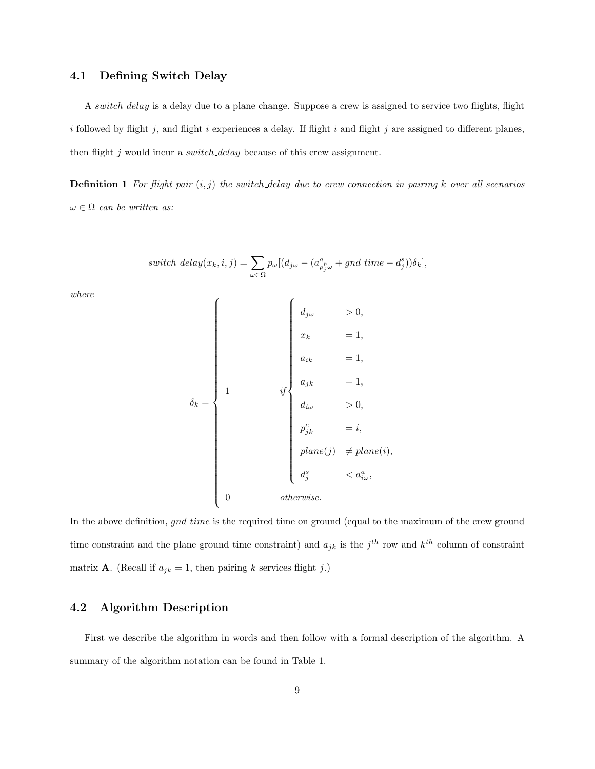### 4.1 Defining Switch Delay

A *switch_delay* is a delay due to a plane change. Suppose a crew is assigned to service two flights, flight $i$ followed by flight $j$, and flight $i$ experiences a delay. If flight $i$ and flight $j$ are assigned to different planes, then flight $j$ would incur a *switch_delay* because of this crew assignment.

**Definition 1** *For flight pair $(i, j)$ the switch_delay due to crew connection in pairing $k$ over all scenarios $\omega \in \Omega$ can be written as:*

$$switch\_delay(x_k, i, j) = \sum_{\omega \in \Omega} p_\omega [(d_{j\omega} - (a^a_{p^p_j \omega} + gnd\_time - d^s_j))\delta_k],$$

*where*

$$\delta_k = \begin{cases} 1 & if \begin{cases} d_{j\omega} & > 0, \\ x_k & = 1, \\ a_{ik} & = 1, \\ a_{jk} & = 1, \\ d_{i\omega} & > 0, \\ p^c_{jk} & = i, \\ plane(j) & \neq plane(i), \\ d^s_j & < a^a_{i\omega}, \end{cases} \\ 0 & otherwise. \end{cases}$$

In the above definition, *gnd_time* is the required time on ground (equal to the maximum of the crew ground time constraint and the plane ground time constraint) and $a_{jk}$ is the $j^{th}$ row and $k^{th}$ column of constraint matrix $\mathbf{A}$. (Recall if $a_{jk} = 1$, then pairing $k$ services flight $j$.)

### 4.2 Algorithm Description

First we describe the algorithm in words and then follow with a formal description of the algorithm. A summary of the algorithm notation can be found in Table 1.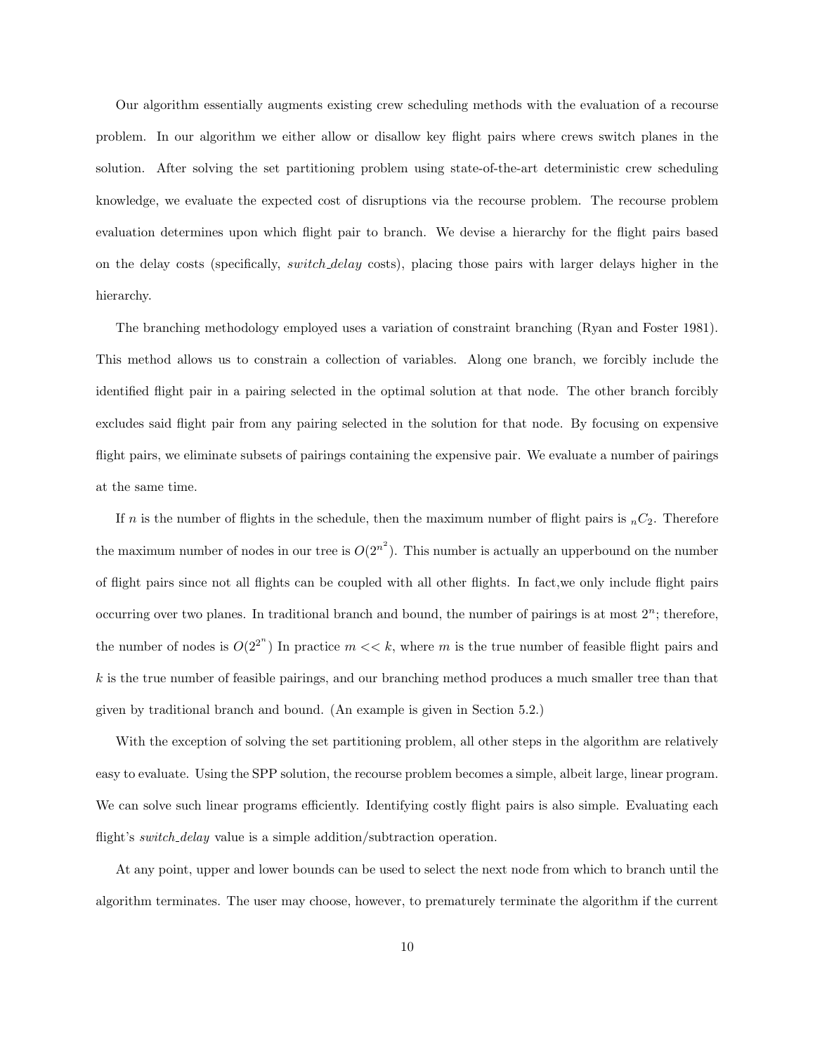Our algorithm essentially augments existing crew scheduling methods with the evaluation of a recourse problem. In our algorithm we either allow or disallow key flight pairs where crews switch planes in the solution. After solving the set partitioning problem using state-of-the-art deterministic crew scheduling knowledge, we evaluate the expected cost of disruptions via the recourse problem. The recourse problem evaluation determines upon which flight pair to branch. We devise a hierarchy for the flight pairs based on the delay costs (specifically, *switch_delay* costs), placing those pairs with larger delays higher in the hierarchy.

The branching methodology employed uses a variation of constraint branching (Ryan and Foster 1981). This method allows us to constrain a collection of variables. Along one branch, we forcibly include the identified flight pair in a pairing selected in the optimal solution at that node. The other branch forcibly excludes said flight pair from any pairing selected in the solution for that node. By focusing on expensive flight pairs, we eliminate subsets of pairings containing the expensive pair. We evaluate a number of pairings at the same time.

If $n$ is the number of flights in the schedule, then the maximum number of flight pairs is ${}_nC_2$. Therefore the maximum number of nodes in our tree is $O(2^{n^2})$. This number is actually an upperbound on the number of flight pairs since not all flights can be coupled with all other flights. In fact,we only include flight pairs occurring over two planes. In traditional branch and bound, the number of pairings is at most $2^n$; therefore, the number of nodes is $O(2^{2^n})$ In practice $m << k$, where $m$ is the true number of feasible flight pairs and $k$ is the true number of feasible pairings, and our branching method produces a much smaller tree than that given by traditional branch and bound. (An example is given in Section 5.2.)

With the exception of solving the set partitioning problem, all other steps in the algorithm are relatively easy to evaluate. Using the SPP solution, the recourse problem becomes a simple, albeit large, linear program. We can solve such linear programs efficiently. Identifying costly flight pairs is also simple. Evaluating each flight's *switch_delay* value is a simple addition/subtraction operation.

At any point, upper and lower bounds can be used to select the next node from which to branch until the algorithm terminates. The user may choose, however, to prematurely terminate the algorithm if the current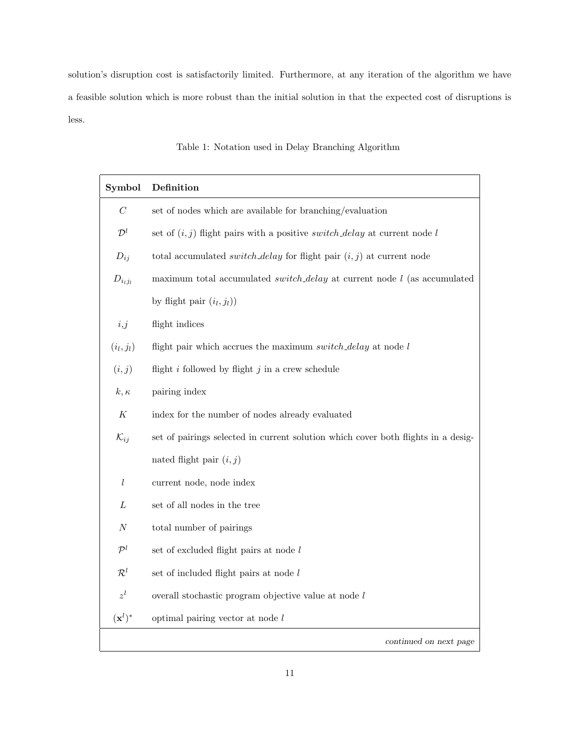solution's disruption cost is satisfactorily limited. Furthermore, at any iteration of the algorithm we have a feasible solution which is more robust than the initial solution in that the expected cost of disruptions is less.

Table 1: Notation used in Delay Branching Algorithm

| Symbol | Definition |
|---|---|
| $C$ | set of nodes which are available for branching/evaluation |
| $\mathcal{D}^l$ | set of $(i,j)$ flight pairs with a positive *switch_delay* at current node $l$ |
| $D_{ij}$ | total accumulated *switch_delay* for flight pair $(i,j)$ at current node |
| $D_{i_l j_l}$ | maximum total accumulated *switch_delay* at current node $l$ (as accumulated by flight pair $(i_l, j_l)$) |
| $i$,$j$ | flight indices |
| $(i_l, j_l)$ | flight pair which accrues the maximum *switch_delay* at node $l$ |
| $(i,j)$ | flight $i$ followed by flight $j$ in a crew schedule |
| $k, \kappa$ | pairing index |
| $K$ | index for the number of nodes already evaluated |
| $\mathcal{K}_{ij}$ | set of pairings selected in current solution which cover both flights in a designated flight pair $(i,j)$ |
| $l$ | current node, node index |
| $L$ | set of all nodes in the tree |
| $N$ | total number of pairings |
| $\mathcal{P}^l$ | set of excluded flight pairs at node $l$ |
| $\mathcal{R}^l$ | set of included flight pairs at node $l$ |
| $z^l$ | overall stochastic program objective value at node $l$ |
| $(\mathbf{x}^l)^*$ | optimal pairing vector at node $l$ |

*continued on next page*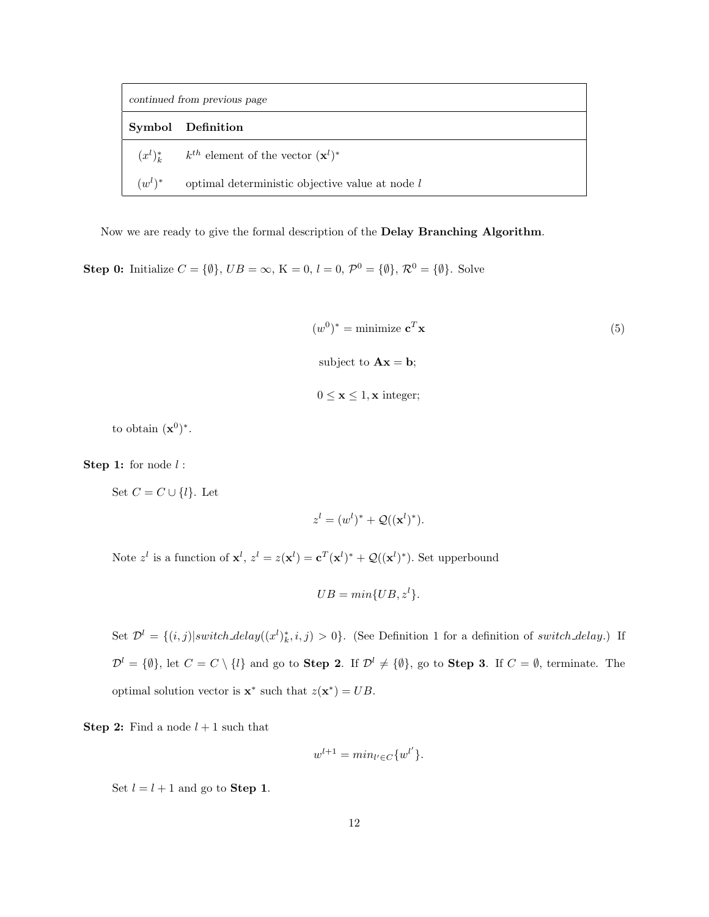| Symbol | Definition |
|---|---|
| *continued from previous page* | |
| $(x^l)^*_k$ | $k^{th}$ element of the vector $(\mathbf{x}^l)^*$ |
| $(w^l)^*$ | optimal deterministic objective value at node $l$ |

Now we are ready to give the formal description of the **Delay Branching Algorithm**.

**Step 0:** Initialize $C = \{\emptyset\}$, $UB = \infty$, $\mathrm{K} = 0$, $l = 0$, $\mathcal{P}^0 = \{\emptyset\}$, $\mathcal{R}^0 = \{\emptyset\}$. Solve

$$(w^0)^* = \text{minimize } \mathbf{c}^T\mathbf{x} \tag{5}$$

$$\text{subject to } \mathbf{A}\mathbf{x} = \mathbf{b};$$

$$0 \leq \mathbf{x} \leq 1, \mathbf{x} \text{ integer};$$

to obtain $(\mathbf{x}^0)^*$.

**Step 1:** for node $l$ :

Set $C = C \cup \{l\}$. Let

$$z^l = (w^l)^* + \mathcal{Q}((\mathbf{x}^l)^*).$$

Note $z^l$ is a function of $\mathbf{x}^l$, $z^l = z(\mathbf{x}^l) = \mathbf{c}^T(\mathbf{x}^l)^* + \mathcal{Q}((\mathbf{x}^l)^*)$. Set upperbound

$$UB = min\{UB, z^l\}.$$

Set $\mathcal{D}^l = \{(i,j) | switch\_delay((x^l)^*_k, i, j) > 0\}$. (See Definition 1 for a definition of *switch_delay*.) If $\mathcal{D}^l = \{\emptyset\}$, let $C = C \setminus \{l\}$ and go to **Step 2**. If $\mathcal{D}^l \neq \{\emptyset\}$, go to **Step 3**. If $C = \emptyset$, terminate. The optimal solution vector is $\mathbf{x}^*$ such that $z(\mathbf{x}^*) = UB$.

**Step 2:** Find a node $l+1$ such that

$$w^{l+1} = min_{l' \in C}\{w^{l'}\}.$$

Set $l = l + 1$ and go to **Step 1**.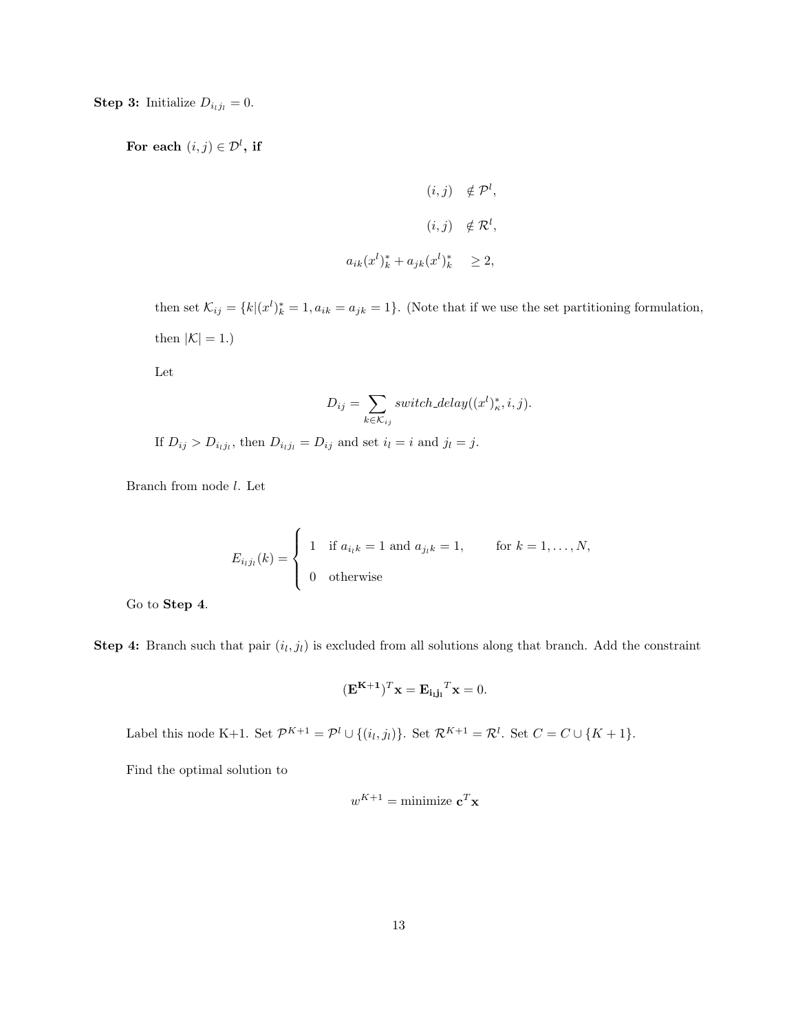**Step 3:** Initialize $D_{i_l j_l} = 0$.

**For each** $(i,j) \in \mathcal{D}^l$**, if**

$$
\begin{aligned}
(i,j) &\notin \mathcal{P}^l, \\
(i,j) &\notin \mathcal{R}^l, \\
a_{ik}(x^l)^*_k + a_{jk}(x^l)^*_k &\geq 2,
\end{aligned}
$$

then set $\mathcal{K}_{ij} = \{k | (x^l)^*_k = 1, a_{ik} = a_{jk} = 1\}$. (Note that if we use the set partitioning formulation, then $|\mathcal{K}| = 1$.)

Let

$$
D_{ij} = \sum_{k \in \mathcal{K}_{ij}} switch\_delay((x^l)^*_\kappa, i, j).
$$

If $D_{ij} > D_{i_l j_l}$, then $D_{i_l j_l} = D_{ij}$ and set $i_l = i$ and $j_l = j$.

Branch from node $l$. Let

$$
E_{i_l j_l}(k) = \begin{cases} 1 & \text{if } a_{i_l k} = 1 \text{ and } a_{j_l k} = 1, \qquad \text{for } k = 1, \ldots, N, \\ 0 & \text{otherwise} \end{cases}
$$

Go to **Step 4**.

**Step 4:** Branch such that pair $(i_l, j_l)$ is excluded from all solutions along that branch. Add the constraint

$$
(\mathbf{E^{K+1}})^T \mathbf{x} = \mathbf{E_{i_l j_l}}^T \mathbf{x} = 0.
$$

Label this node K+1. Set $\mathcal{P}^{K+1} = \mathcal{P}^l \cup \{(i_l, j_l)\}$. Set $\mathcal{R}^{K+1} = \mathcal{R}^l$. Set $C = C \cup \{K+1\}$.

Find the optimal solution to

$$
w^{K+1} = \text{minimize } \mathbf{c}^T \mathbf{x}
$$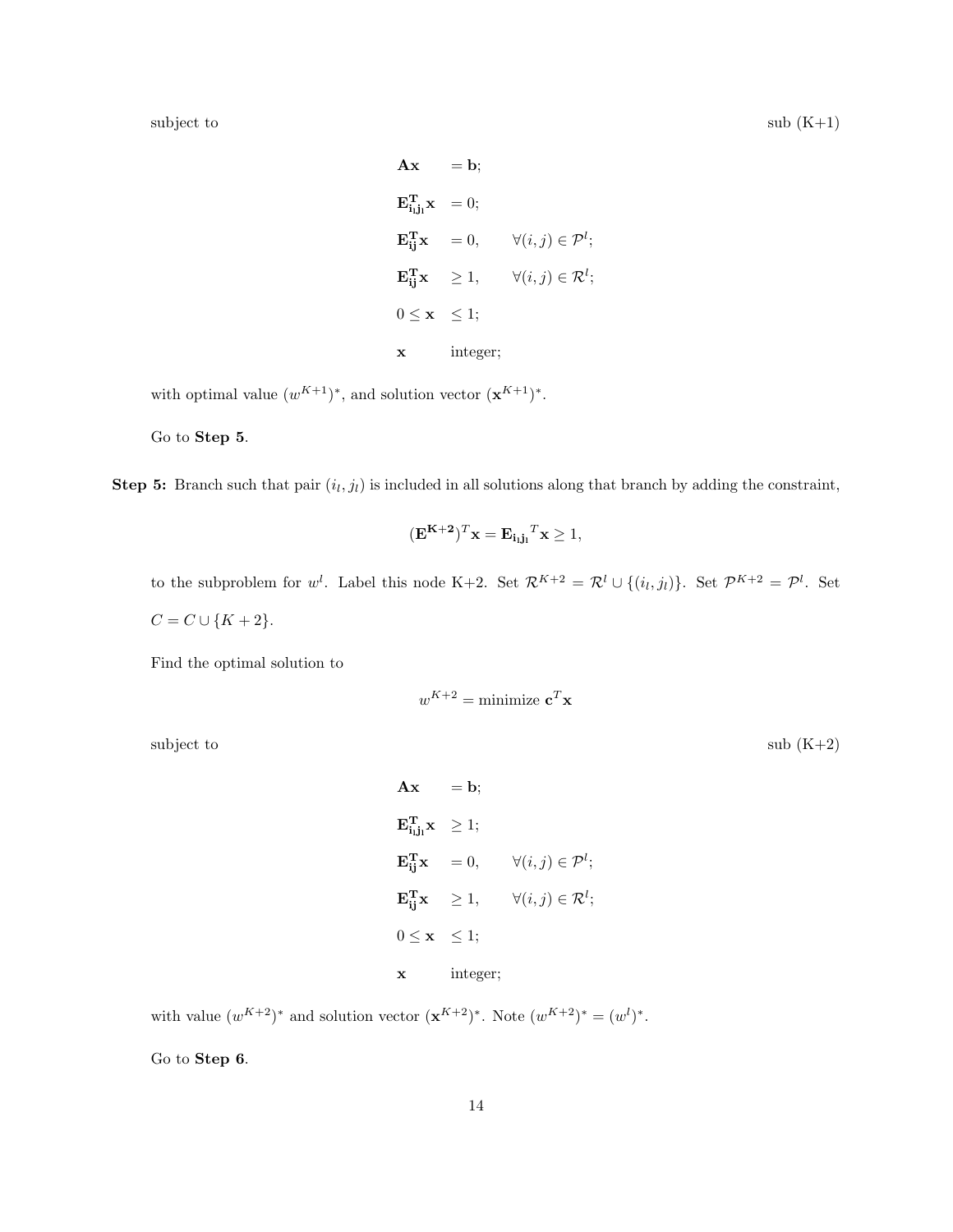subject to $\qquad$ sub (K+1)

$$
\begin{aligned}
\mathbf{Ax} \quad &= \mathbf{b}; \\
\mathbf{E_{i_lj_l}^T x} \quad &= 0; \\
\mathbf{E_{ij}^T x} \quad &= 0, \qquad \forall (i,j) \in \mathcal{P}^l; \\
\mathbf{E_{ij}^T x} \quad &\geq 1, \qquad \forall (i,j) \in \mathcal{R}^l; \\
0 \leq \mathbf{x} \quad &\leq 1; \\
\mathbf{x} \quad &\text{integer};
\end{aligned}
$$

with optimal value $(w^{K+1})^*$, and solution vector $(\mathbf{x}^{K+1})^*$.

Go to **Step 5**.

**Step 5:** Branch such that pair $(i_l, j_l)$ is included in all solutions along that branch by adding the constraint,

$$(\mathbf{E^{K+2}})^T\mathbf{x} = \mathbf{E_{i_lj_l}}^T\mathbf{x} \geq 1,$$

to the subproblem for $w^l$. Label this node K+2. Set $\mathcal{R}^{K+2} = \mathcal{R}^l \cup \{(i_l, j_l)\}$. Set $\mathcal{P}^{K+2} = \mathcal{P}^l$. Set $C = C \cup \{K+2\}$.

Find the optimal solution to

$$w^{K+2} = \text{minimize } \mathbf{c}^T\mathbf{x}$$

subject to $\qquad$ sub (K+2)

$$
\begin{aligned}
\mathbf{Ax} \quad &= \mathbf{b}; \\
\mathbf{E_{i_lj_l}^T x} \quad &\geq 1; \\
\mathbf{E_{ij}^T x} \quad &= 0, \qquad \forall (i,j) \in \mathcal{P}^l; \\
\mathbf{E_{ij}^T x} \quad &\geq 1, \qquad \forall (i,j) \in \mathcal{R}^l; \\
0 \leq \mathbf{x} \quad &\leq 1; \\
\mathbf{x} \quad &\text{integer};
\end{aligned}
$$

with value $(w^{K+2})^*$ and solution vector $(\mathbf{x}^{K+2})^*$. Note $(w^{K+2})^* = (w^l)^*$.

Go to **Step 6**.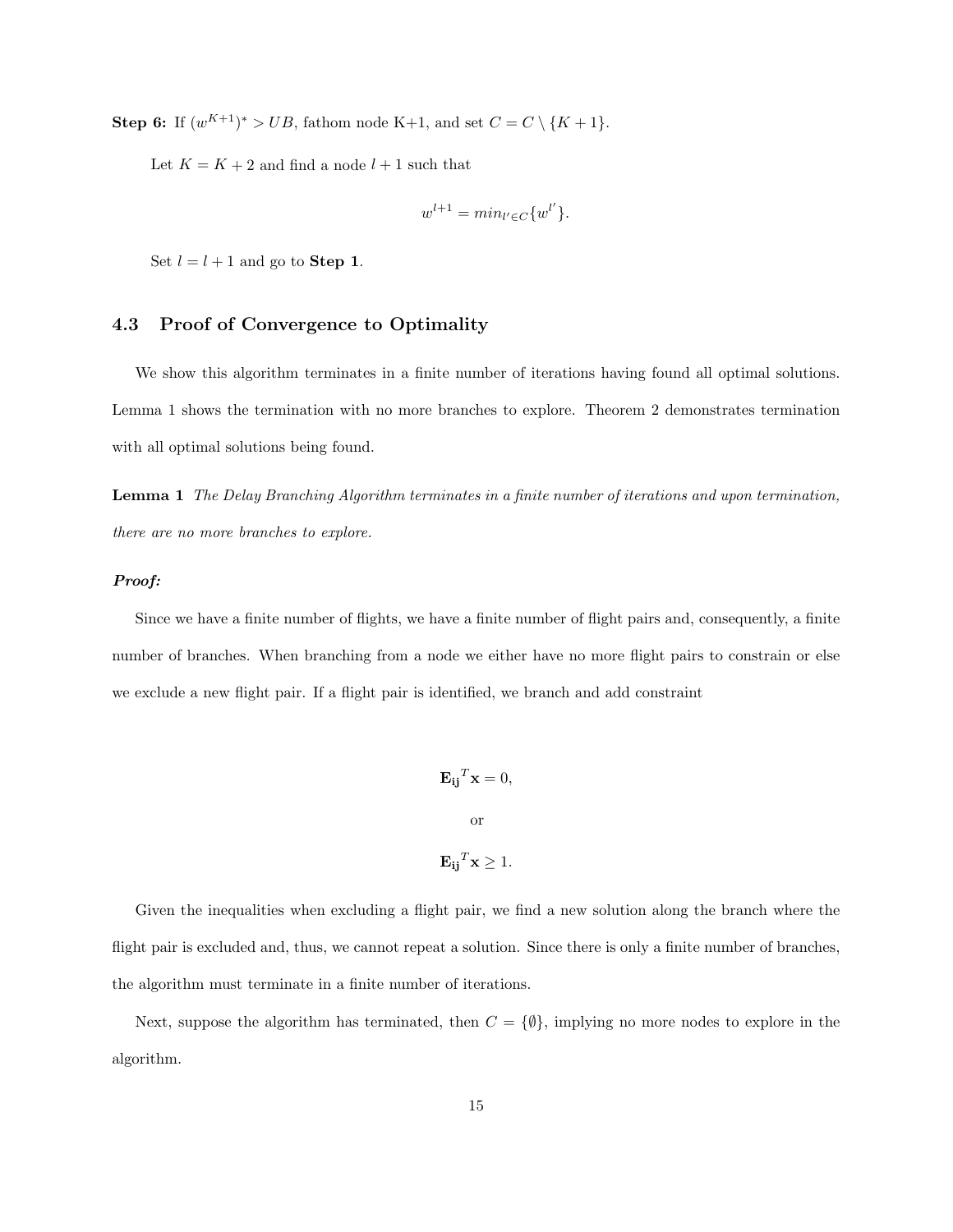**Step 6:** If $(w^{K+1})^* > UB$, fathom node K+1, and set $C = C \setminus \{K+1\}$.

Let $K = K+2$ and find a node $l+1$ such that

$$w^{l+1} = min_{l' \in C}\{w^{l'}\}.$$

Set $l = l+1$ and go to **Step 1**.

## 4.3 Proof of Convergence to Optimality

We show this algorithm terminates in a finite number of iterations having found all optimal solutions. Lemma 1 shows the termination with no more branches to explore. Theorem 2 demonstrates termination with all optimal solutions being found.

**Lemma 1** *The Delay Branching Algorithm terminates in a finite number of iterations and upon termination, there are no more branches to explore.*

***Proof:***

Since we have a finite number of flights, we have a finite number of flight pairs and, consequently, a finite number of branches. When branching from a node we either have no more flight pairs to constrain or else we exclude a new flight pair. If a flight pair is identified, we branch and add constraint

$$\mathbf{E_{ij}}^T\mathbf{x} = 0,$$

or

$$\mathbf{E_{ij}}^T\mathbf{x} \geq 1.$$

Given the inequalities when excluding a flight pair, we find a new solution along the branch where the flight pair is excluded and, thus, we cannot repeat a solution. Since there is only a finite number of branches, the algorithm must terminate in a finite number of iterations.

Next, suppose the algorithm has terminated, then $C = \{\emptyset\}$, implying no more nodes to explore in the algorithm.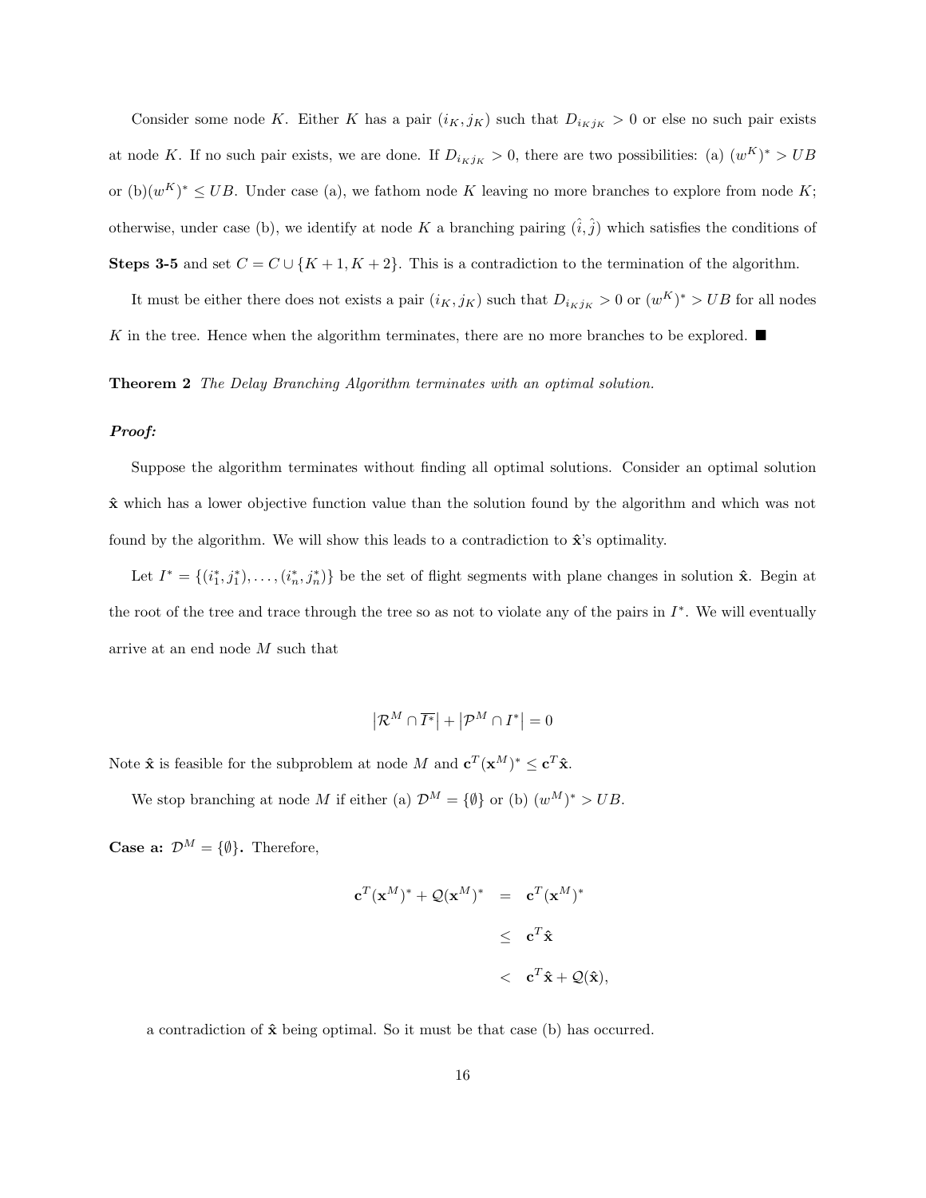Consider some node $K$. Either $K$ has a pair $(i_K, j_K)$ such that $D_{i_K j_K} > 0$ or else no such pair exists at node $K$. If no such pair exists, we are done. If $D_{i_K j_K} > 0$, there are two possibilities: (a) $(w^K)^* > UB$ or (b)$(w^K)^* \leq UB$. Under case (a), we fathom node $K$ leaving no more branches to explore from node $K$; otherwise, under case (b), we identify at node $K$ a branching pairing $(\hat{i}, \hat{j})$ which satisfies the conditions of **Steps 3-5** and set $C = C \cup \{K+1, K+2\}$. This is a contradiction to the termination of the algorithm.

It must be either there does not exists a pair $(i_K, j_K)$ such that $D_{i_K j_K} > 0$ or $(w^K)^* > UB$ for all nodes $K$ in the tree. Hence when the algorithm terminates, there are no more branches to be explored. ■

**Theorem 2** *The Delay Branching Algorithm terminates with an optimal solution.*

***Proof:***

Suppose the algorithm terminates without finding all optimal solutions. Consider an optimal solution $\hat{\mathbf{x}}$ which has a lower objective function value than the solution found by the algorithm and which was not found by the algorithm. We will show this leads to a contradiction to $\hat{\mathbf{x}}$'s optimality.

Let $I^* = \{(i_1^*, j_1^*), \ldots, (i_n^*, j_n^*)\}$ be the set of flight segments with plane changes in solution $\hat{\mathbf{x}}$. Begin at the root of the tree and trace through the tree so as not to violate any of the pairs in $I^*$. We will eventually arrive at an end node $M$ such that

$$\left|\mathcal{R}^M \cap \overline{I^*}\right| + \left|\mathcal{P}^M \cap I^*\right| = 0$$

Note $\hat{\mathbf{x}}$ is feasible for the subproblem at node $M$ and $\mathbf{c}^T(\mathbf{x}^M)^* \leq \mathbf{c}^T\hat{\mathbf{x}}$.

We stop branching at node $M$ if either (a) $\mathcal{D}^M = \{\emptyset\}$ or (b) $(w^M)^* > UB$.

**Case a: $\mathcal{D}^M = \{\emptyset\}$.** Therefore,

$$\begin{aligned} \mathbf{c}^T(\mathbf{x}^M)^* + \mathcal{Q}(\mathbf{x}^M)^* &= \mathbf{c}^T(\mathbf{x}^M)^* \\ &\leq \mathbf{c}^T\hat{\mathbf{x}} \\ &< \mathbf{c}^T\hat{\mathbf{x}} + \mathcal{Q}(\hat{\mathbf{x}}), \end{aligned}$$

a contradiction of $\hat{\mathbf{x}}$ being optimal. So it must be that case (b) has occurred.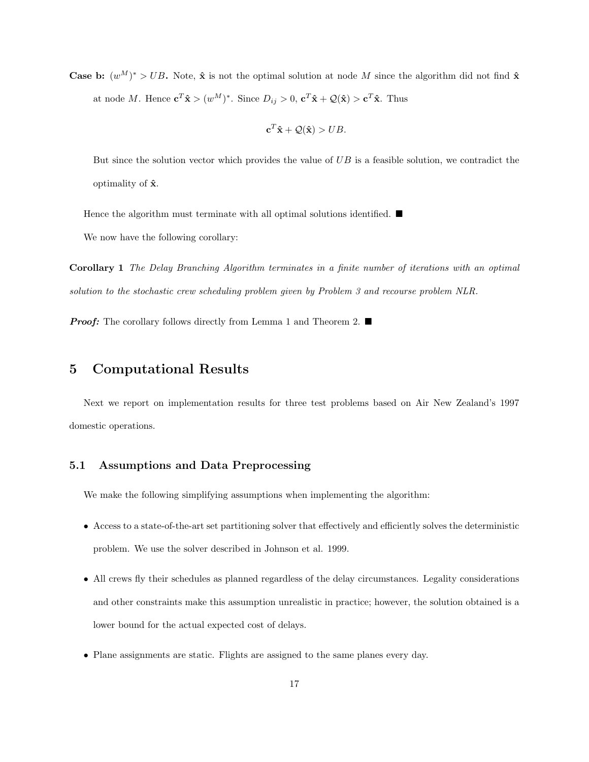**Case b:** $(w^M)^* > UB$**.** Note, $\hat{\mathbf{x}}$ is not the optimal solution at node $M$ since the algorithm did not find $\hat{\mathbf{x}}$ at node $M$. Hence $\mathbf{c}^T\hat{\mathbf{x}} > (w^M)^*$. Since $D_{ij} > 0$, $\mathbf{c}^T\hat{\mathbf{x}} + \mathcal{Q}(\hat{\mathbf{x}}) > \mathbf{c}^T\hat{\mathbf{x}}$. Thus

$$\mathbf{c}^T\hat{\mathbf{x}} + \mathcal{Q}(\hat{\mathbf{x}}) > UB.$$

But since the solution vector which provides the value of $UB$ is a feasible solution, we contradict the optimality of $\hat{\mathbf{x}}$.

Hence the algorithm must terminate with all optimal solutions identified. ■

We now have the following corollary:

**Corollary 1** *The Delay Branching Algorithm terminates in a finite number of iterations with an optimal solution to the stochastic crew scheduling problem given by Problem 3 and recourse problem NLR.*

***Proof:*** The corollary follows directly from Lemma 1 and Theorem 2. ■

# 5 Computational Results

Next we report on implementation results for three test problems based on Air New Zealand's 1997 domestic operations.

## 5.1 Assumptions and Data Preprocessing

We make the following simplifying assumptions when implementing the algorithm:

- Access to a state-of-the-art set partitioning solver that effectively and efficiently solves the deterministic problem. We use the solver described in Johnson et al. 1999.
- All crews fly their schedules as planned regardless of the delay circumstances. Legality considerations and other constraints make this assumption unrealistic in practice; however, the solution obtained is a lower bound for the actual expected cost of delays.
- Plane assignments are static. Flights are assigned to the same planes every day.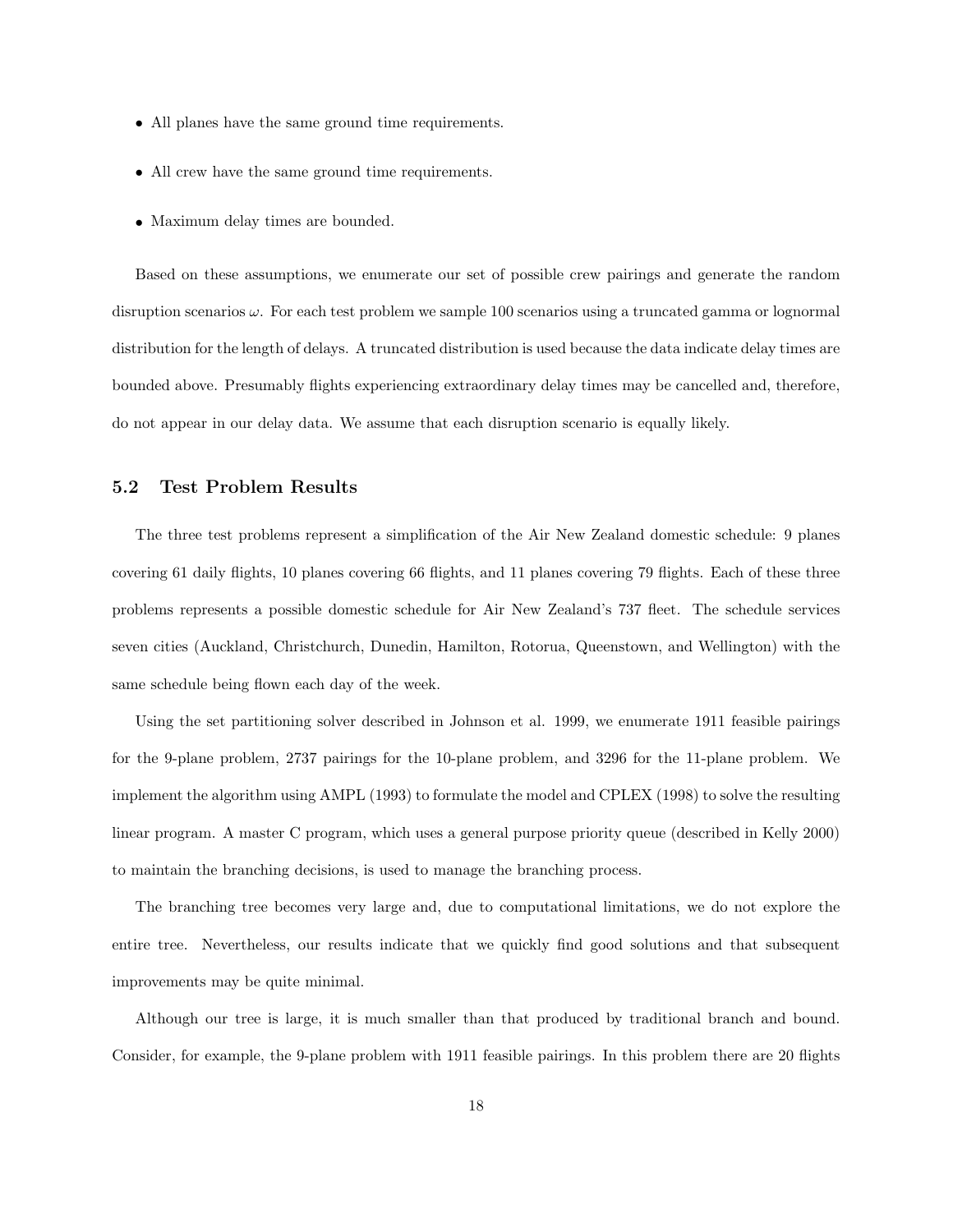- All planes have the same ground time requirements.
- All crew have the same ground time requirements.
- Maximum delay times are bounded.

Based on these assumptions, we enumerate our set of possible crew pairings and generate the random disruption scenarios $\omega$. For each test problem we sample 100 scenarios using a truncated gamma or lognormal distribution for the length of delays. A truncated distribution is used because the data indicate delay times are bounded above. Presumably flights experiencing extraordinary delay times may be cancelled and, therefore, do not appear in our delay data. We assume that each disruption scenario is equally likely.

### 5.2 Test Problem Results

The three test problems represent a simplification of the Air New Zealand domestic schedule: 9 planes covering 61 daily flights, 10 planes covering 66 flights, and 11 planes covering 79 flights. Each of these three problems represents a possible domestic schedule for Air New Zealand's 737 fleet. The schedule services seven cities (Auckland, Christchurch, Dunedin, Hamilton, Rotorua, Queenstown, and Wellington) with the same schedule being flown each day of the week.

Using the set partitioning solver described in Johnson et al. 1999, we enumerate 1911 feasible pairings for the 9-plane problem, 2737 pairings for the 10-plane problem, and 3296 for the 11-plane problem. We implement the algorithm using AMPL (1993) to formulate the model and CPLEX (1998) to solve the resulting linear program. A master C program, which uses a general purpose priority queue (described in Kelly 2000) to maintain the branching decisions, is used to manage the branching process.

The branching tree becomes very large and, due to computational limitations, we do not explore the entire tree. Nevertheless, our results indicate that we quickly find good solutions and that subsequent improvements may be quite minimal.

Although our tree is large, it is much smaller than that produced by traditional branch and bound. Consider, for example, the 9-plane problem with 1911 feasible pairings. In this problem there are 20 flights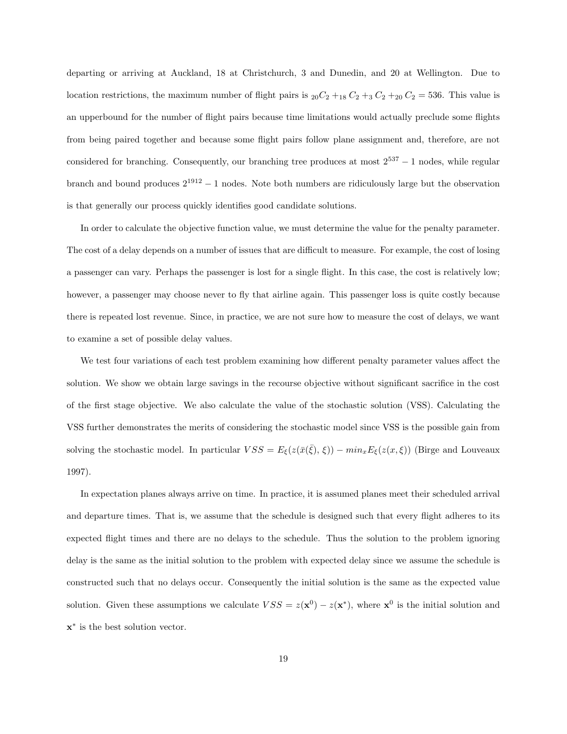departing or arriving at Auckland, 18 at Christchurch, 3 and Dunedin, and 20 at Wellington. Due to location restrictions, the maximum number of flight pairs is ${}_{20}C_2 +_{18} C_2 +_3 C_2 +_{20} C_2 = 536$. This value is an upperbound for the number of flight pairs because time limitations would actually preclude some flights from being paired together and because some flight pairs follow plane assignment and, therefore, are not considered for branching. Consequently, our branching tree produces at most $2^{537} - 1$ nodes, while regular branch and bound produces $2^{1912} - 1$ nodes. Note both numbers are ridiculously large but the observation is that generally our process quickly identifies good candidate solutions.

In order to calculate the objective function value, we must determine the value for the penalty parameter. The cost of a delay depends on a number of issues that are difficult to measure. For example, the cost of losing a passenger can vary. Perhaps the passenger is lost for a single flight. In this case, the cost is relatively low; however, a passenger may choose never to fly that airline again. This passenger loss is quite costly because there is repeated lost revenue. Since, in practice, we are not sure how to measure the cost of delays, we want to examine a set of possible delay values.

We test four variations of each test problem examining how different penalty parameter values affect the solution. We show we obtain large savings in the recourse objective without significant sacrifice in the cost of the first stage objective. We also calculate the value of the stochastic solution (VSS). Calculating the VSS further demonstrates the merits of considering the stochastic model since VSS is the possible gain from solving the stochastic model. In particular $VSS = E_\xi(z(\bar{x}(\bar{\xi}), \xi)) - min_x E_\xi(z(x, \xi))$ (Birge and Louveaux 1997).

In expectation planes always arrive on time. In practice, it is assumed planes meet their scheduled arrival and departure times. That is, we assume that the schedule is designed such that every flight adheres to its expected flight times and there are no delays to the schedule. Thus the solution to the problem ignoring delay is the same as the initial solution to the problem with expected delay since we assume the schedule is constructed such that no delays occur. Consequently the initial solution is the same as the expected value solution. Given these assumptions we calculate $VSS = z(\mathbf{x}^0) - z(\mathbf{x}^*)$, where $\mathbf{x}^0$ is the initial solution and $\mathbf{x}^*$ is the best solution vector.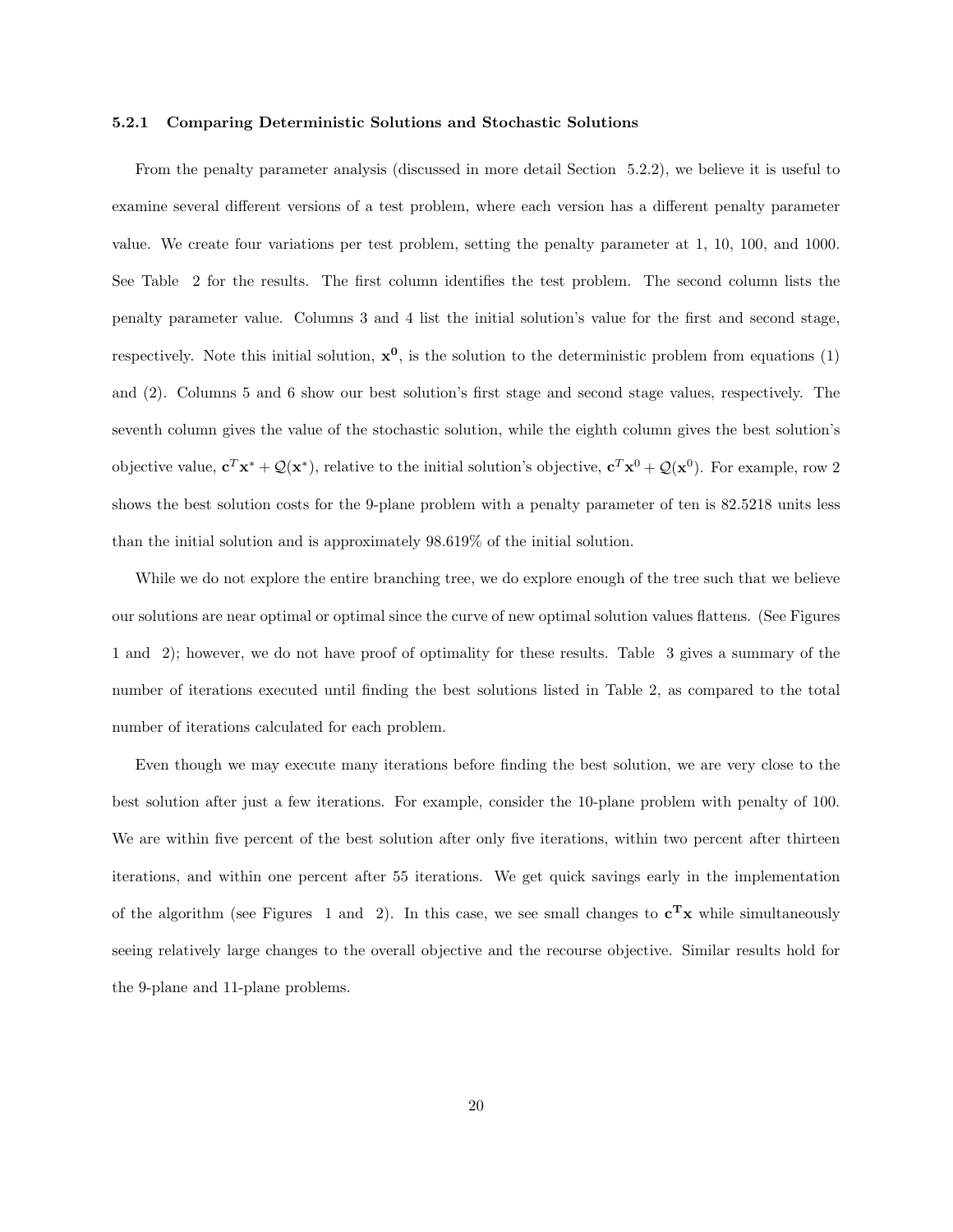#### 5.2.1 Comparing Deterministic Solutions and Stochastic Solutions

From the penalty parameter analysis (discussed in more detail Section 5.2.2), we believe it is useful to examine several different versions of a test problem, where each version has a different penalty parameter value. We create four variations per test problem, setting the penalty parameter at 1, 10, 100, and 1000. See Table 2 for the results. The first column identifies the test problem. The second column lists the penalty parameter value. Columns 3 and 4 list the initial solution's value for the first and second stage, respectively. Note this initial solution, $\mathbf{x^0}$, is the solution to the deterministic problem from equations (1) and (2). Columns 5 and 6 show our best solution's first stage and second stage values, respectively. The seventh column gives the value of the stochastic solution, while the eighth column gives the best solution's objective value, $\mathbf{c}^T\mathbf{x}^* + \mathcal{Q}(\mathbf{x}^*)$, relative to the initial solution's objective, $\mathbf{c}^T\mathbf{x}^0 + \mathcal{Q}(\mathbf{x}^0)$. For example, row 2 shows the best solution costs for the 9-plane problem with a penalty parameter of ten is 82.5218 units less than the initial solution and is approximately 98.619% of the initial solution.

While we do not explore the entire branching tree, we do explore enough of the tree such that we believe our solutions are near optimal or optimal since the curve of new optimal solution values flattens. (See Figures 1 and 2); however, we do not have proof of optimality for these results. Table 3 gives a summary of the number of iterations executed until finding the best solutions listed in Table 2, as compared to the total number of iterations calculated for each problem.

Even though we may execute many iterations before finding the best solution, we are very close to the best solution after just a few iterations. For example, consider the 10-plane problem with penalty of 100. We are within five percent of the best solution after only five iterations, within two percent after thirteen iterations, and within one percent after 55 iterations. We get quick savings early in the implementation of the algorithm (see Figures 1 and 2). In this case, we see small changes to $\mathbf{c^T x}$ while simultaneously seeing relatively large changes to the overall objective and the recourse objective. Similar results hold for the 9-plane and 11-plane problems.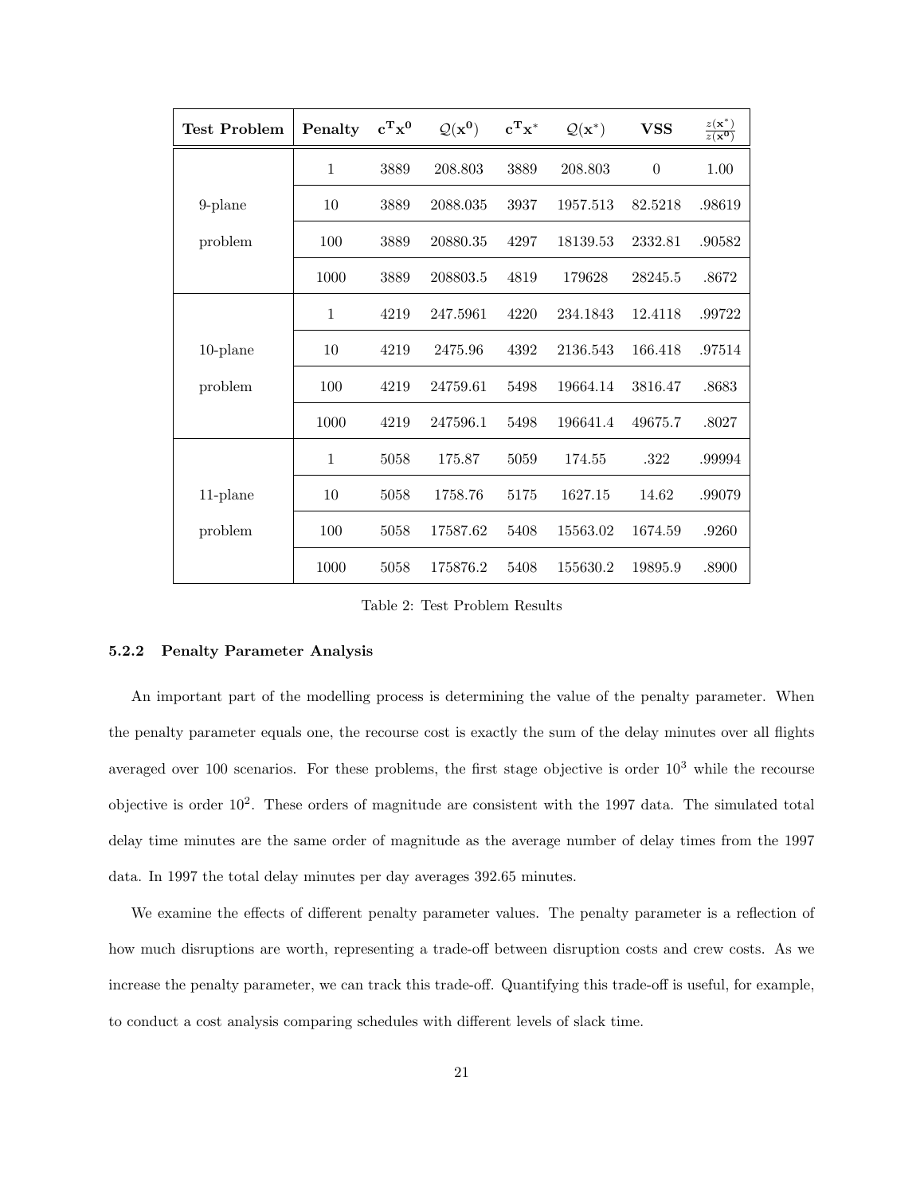| Test Problem | Penalty | $\mathbf{c^T x^0}$ | $\mathcal{Q}(\mathbf{x^0})$ | $\mathbf{c^T x^*}$ | $\mathcal{Q}(\mathbf{x^*})$ | VSS | $\frac{z(\mathbf{x}^*)}{z(\mathbf{x^0})}$ |
|---|---|---|---|---|---|---|---|
| 9-plane problem | 1 | 3889 | 208.803 | 3889 | 208.803 | 0 | 1.00 |
| | 10 | 3889 | 2088.035 | 3937 | 1957.513 | 82.5218 | .98619 |
| | 100 | 3889 | 20880.35 | 4297 | 18139.53 | 2332.81 | .90582 |
| | 1000 | 3889 | 208803.5 | 4819 | 179628 | 28245.5 | .8672 |
| 10-plane problem | 1 | 4219 | 247.5961 | 4220 | 234.1843 | 12.4118 | .99722 |
| | 10 | 4219 | 2475.96 | 4392 | 2136.543 | 166.418 | .97514 |
| | 100 | 4219 | 24759.61 | 5498 | 19664.14 | 3816.47 | .8683 |
| | 1000 | 4219 | 247596.1 | 5498 | 196641.4 | 49675.7 | .8027 |
| 11-plane problem | 1 | 5058 | 175.87 | 5059 | 174.55 | .322 | .99994 |
| | 10 | 5058 | 1758.76 | 5175 | 1627.15 | 14.62 | .99079 |
| | 100 | 5058 | 17587.62 | 5408 | 15563.02 | 1674.59 | .9260 |
| | 1000 | 5058 | 175876.2 | 5408 | 155630.2 | 19895.9 | .8900 |

Table 2: Test Problem Results

### 5.2.2 Penalty Parameter Analysis

An important part of the modelling process is determining the value of the penalty parameter. When the penalty parameter equals one, the recourse cost is exactly the sum of the delay minutes over all flights averaged over 100 scenarios. For these problems, the first stage objective is order $10^3$ while the recourse objective is order $10^2$. These orders of magnitude are consistent with the 1997 data. The simulated total delay time minutes are the same order of magnitude as the average number of delay times from the 1997 data. In 1997 the total delay minutes per day averages 392.65 minutes.

We examine the effects of different penalty parameter values. The penalty parameter is a reflection of how much disruptions are worth, representing a trade-off between disruption costs and crew costs. As we increase the penalty parameter, we can track this trade-off. Quantifying this trade-off is useful, for example, to conduct a cost analysis comparing schedules with different levels of slack time.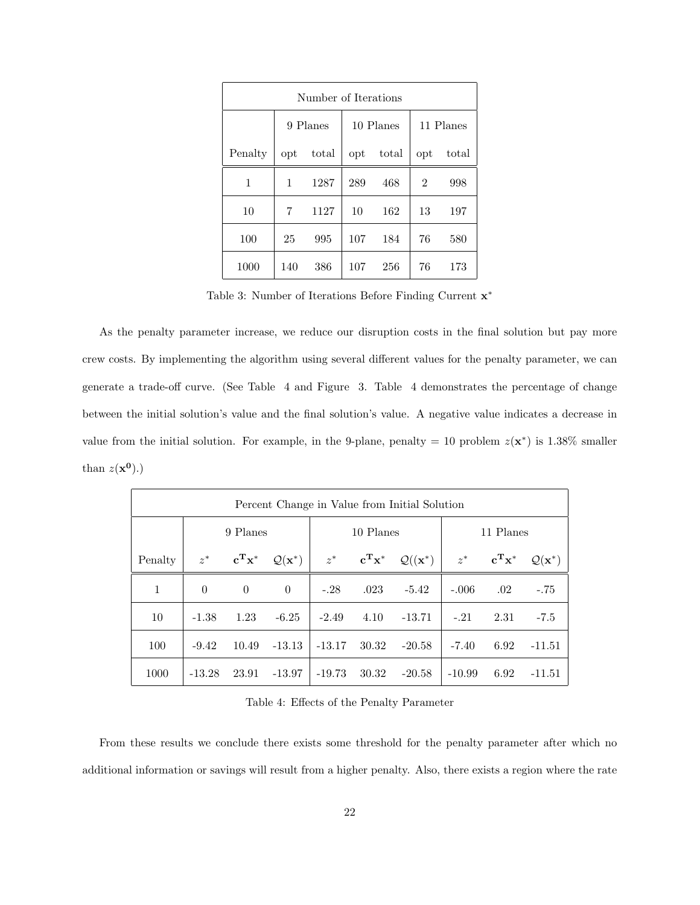| Number of Iterations | | | | | | |
|---|---|---|---|---|---|---|
| | 9 Planes | | 10 Planes | | 11 Planes | |
| Penalty | opt | total | opt | total | opt | total |
| 1 | 1 | 1287 | 289 | 468 | 2 | 998 |
| 10 | 7 | 1127 | 10 | 162 | 13 | 197 |
| 100 | 25 | 995 | 107 | 184 | 76 | 580 |
| 1000 | 140 | 386 | 107 | 256 | 76 | 173 |

Table 3: Number of Iterations Before Finding Current $\mathbf{x}^*$

As the penalty parameter increase, we reduce our disruption costs in the final solution but pay more crew costs. By implementing the algorithm using several different values for the penalty parameter, we can generate a trade-off curve. (See Table 4 and Figure 3. Table 4 demonstrates the percentage of change between the initial solution's value and the final solution's value. A negative value indicates a decrease in value from the initial solution. For example, in the 9-plane, penalty = 10 problem $z(\mathbf{x}^*)$ is 1.38% smaller than $z(\mathbf{x^0})$.)

| Percent Change in Value from Initial Solution | | | | | | | | | |
|---|---|---|---|---|---|---|---|---|---|
| | 9 Planes | | | 10 Planes | | | 11 Planes | | |
| Penalty | $z^*$ | $\mathbf{c^T x}^*$ | $\mathcal{Q}(\mathbf{x}^*)$ | $z^*$ | $\mathbf{c^T x}^*$ | $\mathcal{Q}((\mathbf{x}^*)$ | $z^*$ | $\mathbf{c^T x}^*$ | $\mathcal{Q}(\mathbf{x}^*)$ |
| 1 | 0 | 0 | 0 | -.28 | .023 | -5.42 | -.006 | .02 | -.75 |
| 10 | -1.38 | 1.23 | -6.25 | -2.49 | 4.10 | -13.71 | -.21 | 2.31 | -7.5 |
| 100 | -9.42 | 10.49 | -13.13 | -13.17 | 30.32 | -20.58 | -7.40 | 6.92 | -11.51 |
| 1000 | -13.28 | 23.91 | -13.97 | -19.73 | 30.32 | -20.58 | -10.99 | 6.92 | -11.51 |

Table 4: Effects of the Penalty Parameter

From these results we conclude there exists some threshold for the penalty parameter after which no additional information or savings will result from a higher penalty. Also, there exists a region where the rate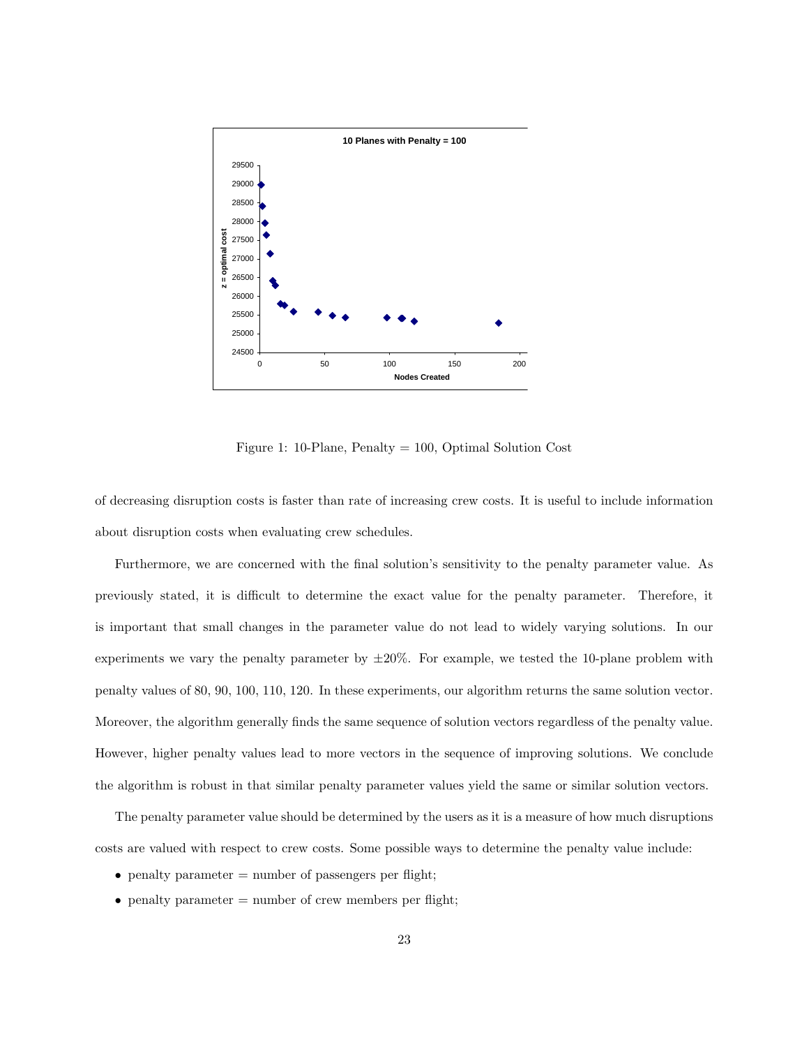Figure 1: 10-Plane, Penalty = 100, Optimal Solution Cost

of decreasing disruption costs is faster than rate of increasing crew costs. It is useful to include information about disruption costs when evaluating crew schedules.

Furthermore, we are concerned with the final solution's sensitivity to the penalty parameter value. As previously stated, it is difficult to determine the exact value for the penalty parameter. Therefore, it is important that small changes in the parameter value do not lead to widely varying solutions. In our experiments we vary the penalty parameter by $\pm 20\%$. For example, we tested the 10-plane problem with penalty values of 80, 90, 100, 110, 120. In these experiments, our algorithm returns the same solution vector. Moreover, the algorithm generally finds the same sequence of solution vectors regardless of the penalty value. However, higher penalty values lead to more vectors in the sequence of improving solutions. We conclude the algorithm is robust in that similar penalty parameter values yield the same or similar solution vectors.

The penalty parameter value should be determined by the users as it is a measure of how much disruptions costs are valued with respect to crew costs. Some possible ways to determine the penalty value include:

- penalty parameter = number of passengers per flight;
- penalty parameter = number of crew members per flight;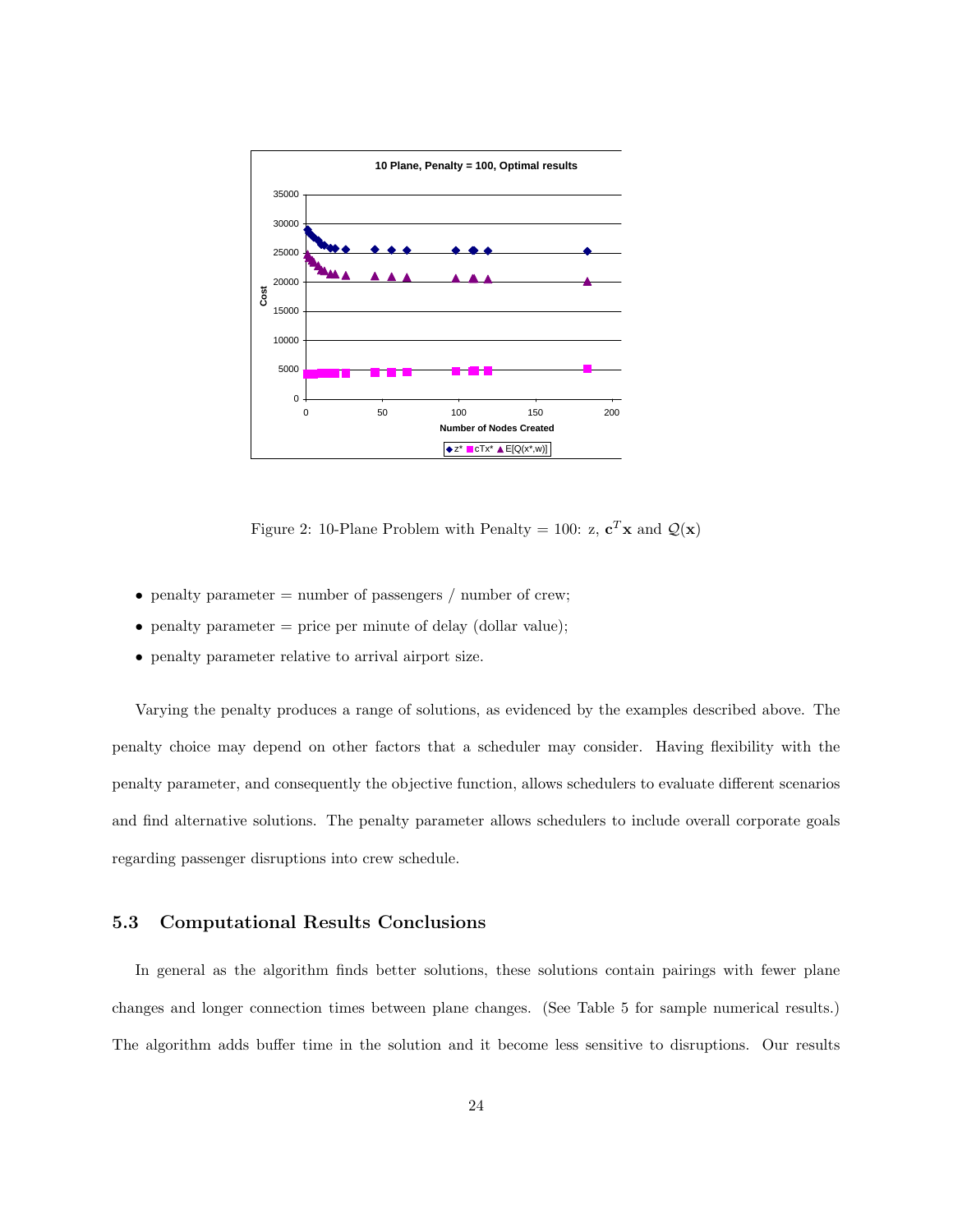Figure 2: 10-Plane Problem with Penalty = 100: z, $\mathbf{c}^T\mathbf{x}$ and $\mathcal{Q}(\mathbf{x})$

- penalty parameter = number of passengers / number of crew;
- penalty parameter = price per minute of delay (dollar value);
- penalty parameter relative to arrival airport size.

Varying the penalty produces a range of solutions, as evidenced by the examples described above. The penalty choice may depend on other factors that a scheduler may consider. Having flexibility with the penalty parameter, and consequently the objective function, allows schedulers to evaluate different scenarios and find alternative solutions. The penalty parameter allows schedulers to include overall corporate goals regarding passenger disruptions into crew schedule.

### 5.3 Computational Results Conclusions

In general as the algorithm finds better solutions, these solutions contain pairings with fewer plane changes and longer connection times between plane changes. (See Table 5 for sample numerical results.) The algorithm adds buffer time in the solution and it become less sensitive to disruptions. Our results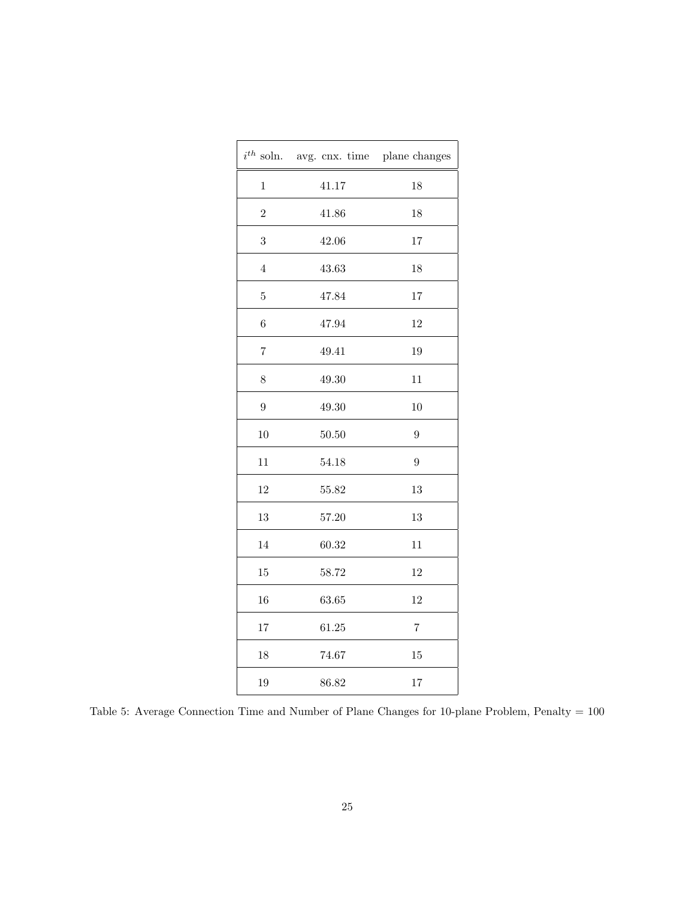| $i^{th}$ soln. | avg. cnx. time | plane changes |
|---|---|---|
| 1 | 41.17 | 18 |
| 2 | 41.86 | 18 |
| 3 | 42.06 | 17 |
| 4 | 43.63 | 18 |
| 5 | 47.84 | 17 |
| 6 | 47.94 | 12 |
| 7 | 49.41 | 19 |
| 8 | 49.30 | 11 |
| 9 | 49.30 | 10 |
| 10 | 50.50 | 9 |
| 11 | 54.18 | 9 |
| 12 | 55.82 | 13 |
| 13 | 57.20 | 13 |
| 14 | 60.32 | 11 |
| 15 | 58.72 | 12 |
| 16 | 63.65 | 12 |
| 17 | 61.25 | 7 |
| 18 | 74.67 | 15 |
| 19 | 86.82 | 17 |

Table 5: Average Connection Time and Number of Plane Changes for 10-plane Problem, Penalty = 100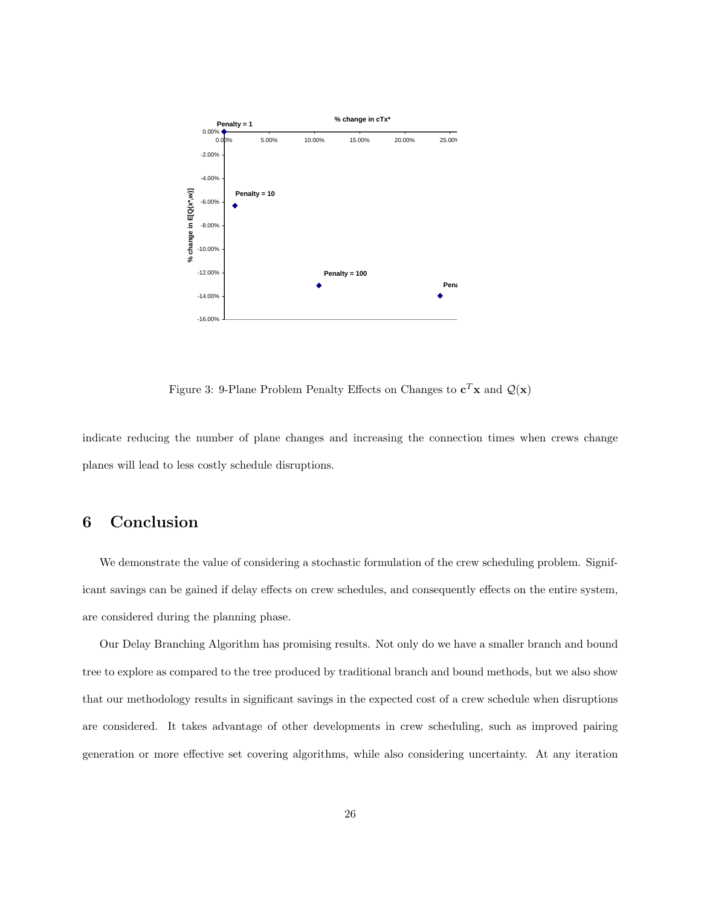Figure 3: 9-Plane Problem Penalty Effects on Changes to $\mathbf{c}^T\mathbf{x}$ and $\mathcal{Q}(\mathbf{x})$

indicate reducing the number of plane changes and increasing the connection times when crews change planes will lead to less costly schedule disruptions.

## 6 Conclusion

We demonstrate the value of considering a stochastic formulation of the crew scheduling problem. Significant savings can be gained if delay effects on crew schedules, and consequently effects on the entire system, are considered during the planning phase.

Our Delay Branching Algorithm has promising results. Not only do we have a smaller branch and bound tree to explore as compared to the tree produced by traditional branch and bound methods, but we also show that our methodology results in significant savings in the expected cost of a crew schedule when disruptions are considered. It takes advantage of other developments in crew scheduling, such as improved pairing generation or more effective set covering algorithms, while also considering uncertainty. At any iteration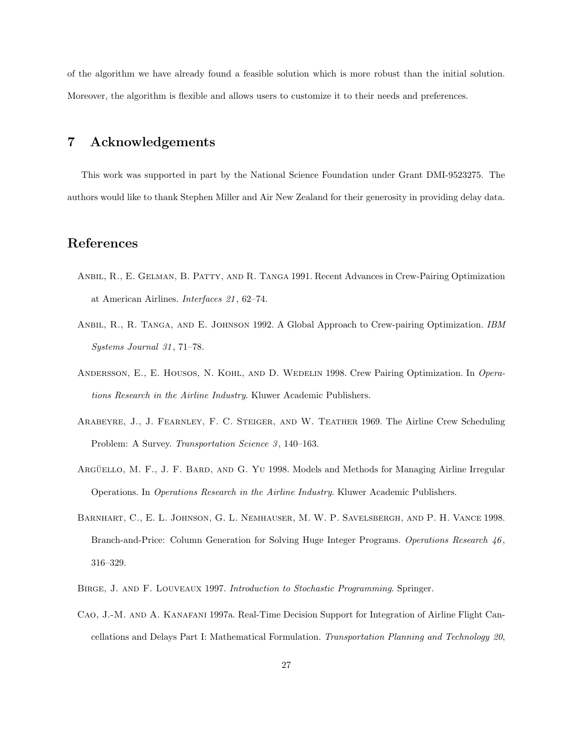of the algorithm we have already found a feasible solution which is more robust than the initial solution. Moreover, the algorithm is flexible and allows users to customize it to their needs and preferences.

## 7 Acknowledgements

This work was supported in part by the National Science Foundation under Grant DMI-9523275. The authors would like to thank Stephen Miller and Air New Zealand for their generosity in providing delay data.

## References

Anbil, R., E. Gelman, B. Patty, and R. Tanga 1991. Recent Advances in Crew-Pairing Optimization at American Airlines. *Interfaces 21*, 62–74.

Anbil, R., R. Tanga, and E. Johnson 1992. A Global Approach to Crew-pairing Optimization. *IBM Systems Journal 31*, 71–78.

Andersson, E., E. Housos, N. Kohl, and D. Wedelin 1998. Crew Pairing Optimization. In *Operations Research in the Airline Industry*. Kluwer Academic Publishers.

Arabeyre, J., J. Fearnley, F. C. Steiger, and W. Teather 1969. The Airline Crew Scheduling Problem: A Survey. *Transportation Science 3*, 140–163.

Argüello, M. F., J. F. Bard, and G. Yu 1998. Models and Methods for Managing Airline Irregular Operations. In *Operations Research in the Airline Industry*. Kluwer Academic Publishers.

Barnhart, C., E. L. Johnson, G. L. Nemhauser, M. W. P. Savelsbergh, and P. H. Vance 1998. Branch-and-Price: Column Generation for Solving Huge Integer Programs. *Operations Research 46*, 316–329.

Birge, J. and F. Louveaux 1997. *Introduction to Stochastic Programming*. Springer.

Cao, J.-M. and A. Kanafani 1997a. Real-Time Decision Support for Integration of Airline Flight Cancellations and Delays Part I: Mathematical Formulation. *Transportation Planning and Technology 20*,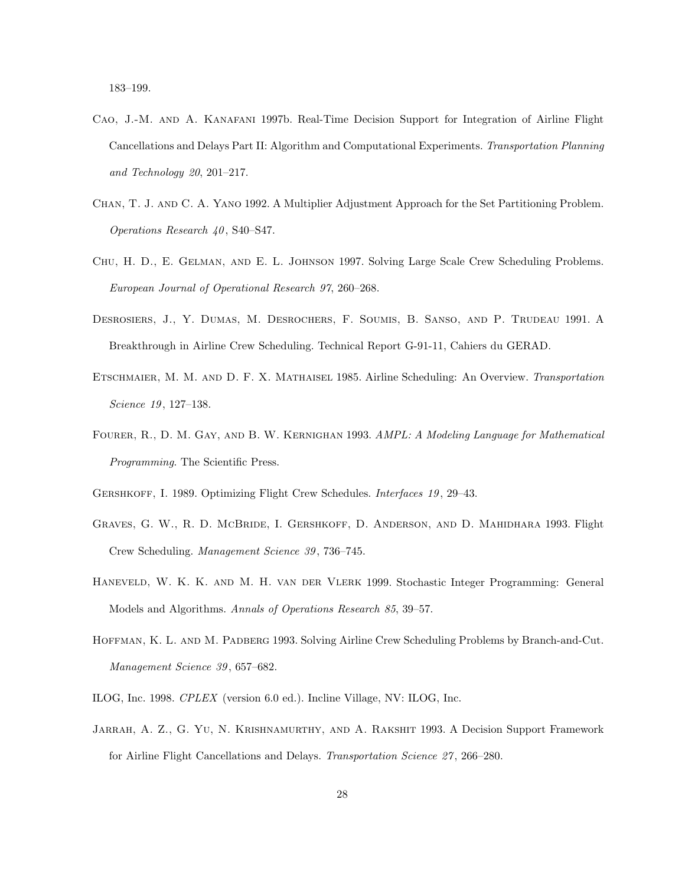183–199.

Cao, J.-M. and A. Kanafani 1997b. Real-Time Decision Support for Integration of Airline Flight Cancellations and Delays Part II: Algorithm and Computational Experiments. *Transportation Planning and Technology 20*, 201–217.

Chan, T. J. and C. A. Yano 1992. A Multiplier Adjustment Approach for the Set Partitioning Problem. *Operations Research 40*, S40–S47.

Chu, H. D., E. Gelman, and E. L. Johnson 1997. Solving Large Scale Crew Scheduling Problems. *European Journal of Operational Research 97*, 260–268.

Desrosiers, J., Y. Dumas, M. Desrochers, F. Soumis, B. Sanso, and P. Trudeau 1991. A Breakthrough in Airline Crew Scheduling. Technical Report G-91-11, Cahiers du GERAD.

Etschmaier, M. M. and D. F. X. Mathaisel 1985. Airline Scheduling: An Overview. *Transportation Science 19*, 127–138.

Fourer, R., D. M. Gay, and B. W. Kernighan 1993. *AMPL: A Modeling Language for Mathematical Programming*. The Scientific Press.

Gershkoff, I. 1989. Optimizing Flight Crew Schedules. *Interfaces 19*, 29–43.

Graves, G. W., R. D. McBride, I. Gershkoff, D. Anderson, and D. Mahidhara 1993. Flight Crew Scheduling. *Management Science 39*, 736–745.

Haneveld, W. K. K. and M. H. van der Vlerk 1999. Stochastic Integer Programming: General Models and Algorithms. *Annals of Operations Research 85*, 39–57.

Hoffman, K. L. and M. Padberg 1993. Solving Airline Crew Scheduling Problems by Branch-and-Cut. *Management Science 39*, 657–682.

ILOG, Inc. 1998. *CPLEX* (version 6.0 ed.). Incline Village, NV: ILOG, Inc.

Jarrah, A. Z., G. Yu, N. Krishnamurthy, and A. Rakshit 1993. A Decision Support Framework for Airline Flight Cancellations and Delays. *Transportation Science 27*, 266–280.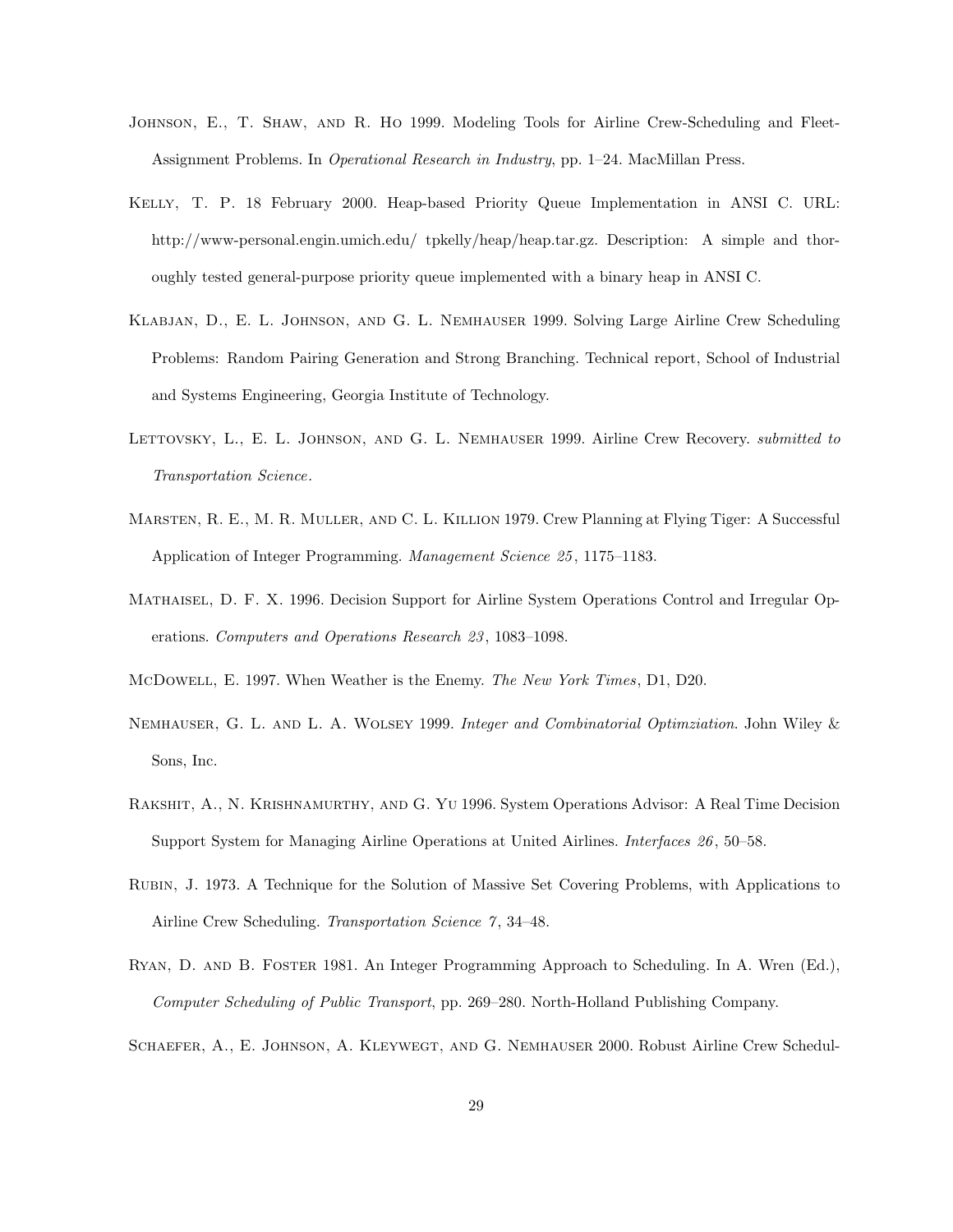Johnson, E., T. Shaw, and R. Ho 1999. Modeling Tools for Airline Crew-Scheduling and Fleet-Assignment Problems. In *Operational Research in Industry*, pp. 1–24. MacMillan Press.

Kelly, T. P. 18 February 2000. Heap-based Priority Queue Implementation in ANSI C. URL: http://www-personal.engin.umich.edu/ tpkelly/heap/heap.tar.gz. Description: A simple and thoroughly tested general-purpose priority queue implemented with a binary heap in ANSI C.

Klabjan, D., E. L. Johnson, and G. L. Nemhauser 1999. Solving Large Airline Crew Scheduling Problems: Random Pairing Generation and Strong Branching. Technical report, School of Industrial and Systems Engineering, Georgia Institute of Technology.

Lettovsky, L., E. L. Johnson, and G. L. Nemhauser 1999. Airline Crew Recovery. *submitted to Transportation Science*.

Marsten, R. E., M. R. Muller, and C. L. Killion 1979. Crew Planning at Flying Tiger: A Successful Application of Integer Programming. *Management Science 25*, 1175–1183.

Mathaisel, D. F. X. 1996. Decision Support for Airline System Operations Control and Irregular Operations. *Computers and Operations Research 23*, 1083–1098.

McDowell, E. 1997. When Weather is the Enemy. *The New York Times*, D1, D20.

Nemhauser, G. L. and L. A. Wolsey 1999. *Integer and Combinatorial Optimziation*. John Wiley & Sons, Inc.

Rakshit, A., N. Krishnamurthy, and G. Yu 1996. System Operations Advisor: A Real Time Decision Support System for Managing Airline Operations at United Airlines. *Interfaces 26*, 50–58.

Rubin, J. 1973. A Technique for the Solution of Massive Set Covering Problems, with Applications to Airline Crew Scheduling. *Transportation Science 7*, 34–48.

Ryan, D. and B. Foster 1981. An Integer Programming Approach to Scheduling. In A. Wren (Ed.), *Computer Scheduling of Public Transport*, pp. 269–280. North-Holland Publishing Company.

Schaefer, A., E. Johnson, A. Kleywegt, and G. Nemhauser 2000. Robust Airline Crew Schedul-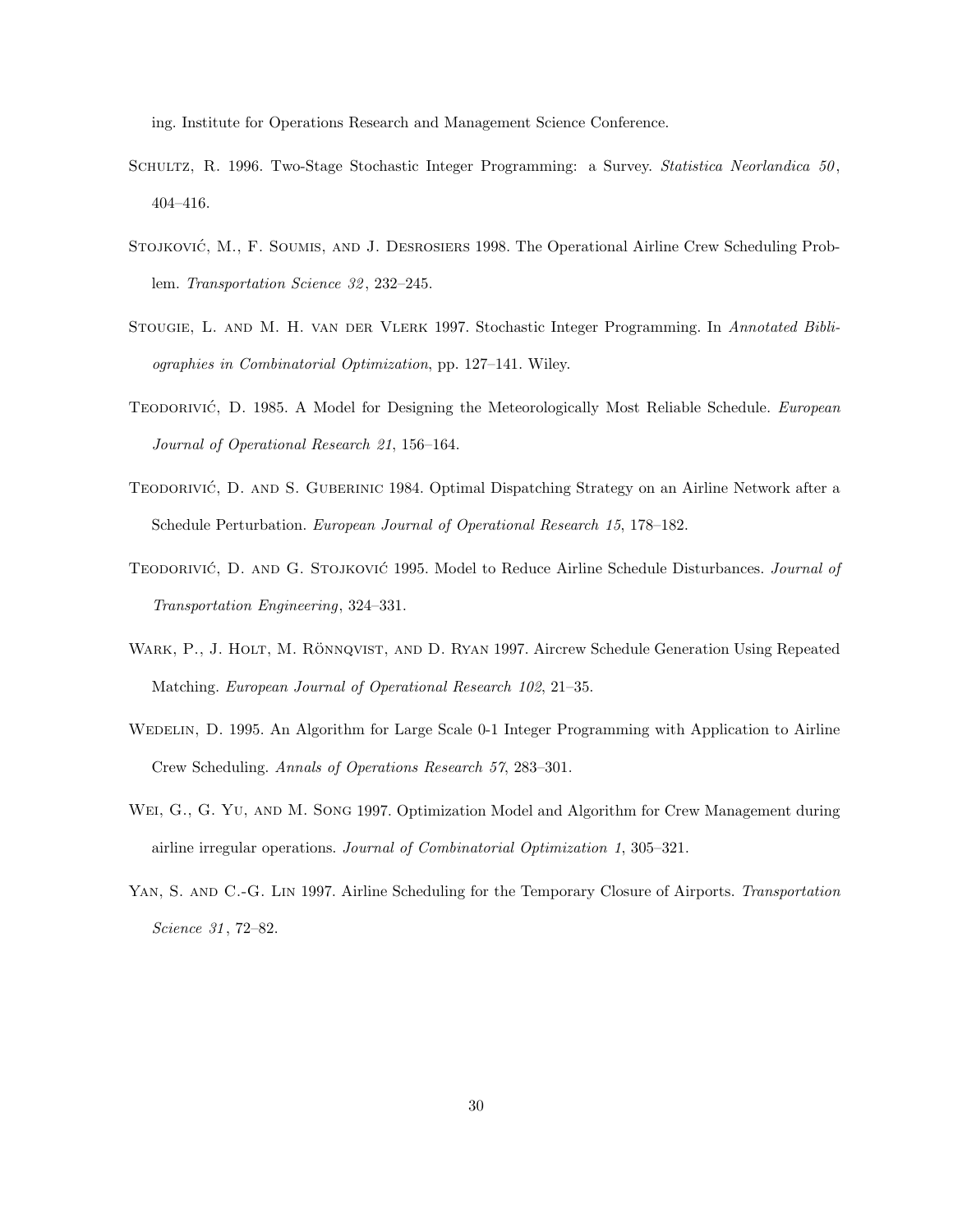ing. Institute for Operations Research and Management Science Conference.

Schultz, R. 1996. Two-Stage Stochastic Integer Programming: a Survey. *Statistica Neorlandica 50*, 404–416.

Stojković, M., F. Soumis, and J. Desrosiers 1998. The Operational Airline Crew Scheduling Problem. *Transportation Science 32*, 232–245.

Stougie, L. and M. H. van der Vlerk 1997. Stochastic Integer Programming. In *Annotated Bibliographies in Combinatorial Optimization*, pp. 127–141. Wiley.

Teodorivić, D. 1985. A Model for Designing the Meteorologically Most Reliable Schedule. *European Journal of Operational Research 21*, 156–164.

Teodorivić, D. and S. Guberinic 1984. Optimal Dispatching Strategy on an Airline Network after a Schedule Perturbation. *European Journal of Operational Research 15*, 178–182.

Teodorivić, D. and G. Stojković 1995. Model to Reduce Airline Schedule Disturbances. *Journal of Transportation Engineering*, 324–331.

Wark, P., J. Holt, M. Rönnqvist, and D. Ryan 1997. Aircrew Schedule Generation Using Repeated Matching. *European Journal of Operational Research 102*, 21–35.

Wedelin, D. 1995. An Algorithm for Large Scale 0-1 Integer Programming with Application to Airline Crew Scheduling. *Annals of Operations Research 57*, 283–301.

Wei, G., G. Yu, and M. Song 1997. Optimization Model and Algorithm for Crew Management during airline irregular operations. *Journal of Combinatorial Optimization 1*, 305–321.

Yan, S. and C.-G. Lin 1997. Airline Scheduling for the Temporary Closure of Airports. *Transportation Science 31*, 72–82.